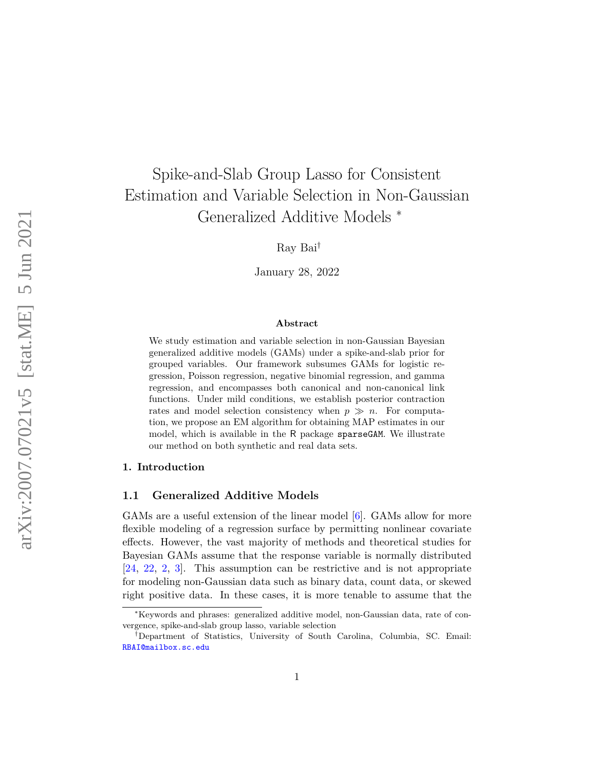# Spike-and-Slab Group Lasso for Consistent Estimation and Variable Selection in Non-Gaussian Generalized Additive Models [*]

Ray Bai[†]

January 28, 2022

**Abstract**

We study estimation and variable selection in non-Gaussian Bayesian generalized additive models (GAMs) under a spike-and-slab prior for grouped variables. Our framework subsumes GAMs for logistic regression, Poisson regression, negative binomial regression, and gamma regression, and encompasses both canonical and non-canonical link functions. Under mild conditions, we establish posterior contraction rates and model selection consistency when $p \gg n$. For computation, we propose an EM algorithm for obtaining MAP estimates in our model, which is available in the R package sparseGAM. We illustrate our method on both synthetic and real data sets.

## 1. Introduction

### 1.1 Generalized Additive Models

GAMs are a useful extension of the linear model [6]. GAMs allow for more flexible modeling of a regression surface by permitting nonlinear covariate effects. However, the vast majority of methods and theoretical studies for Bayesian GAMs assume that the response variable is normally distributed [24, 22, 2, 3]. This assumption can be restrictive and is not appropriate for modeling non-Gaussian data such as binary data, count data, or skewed right positive data. In these cases, it is more tenable to assume that the

[*]Keywords and phrases: generalized additive model, non-Gaussian data, rate of convergence, spike-and-slab group lasso, variable selection

[†]Department of Statistics, University of South Carolina, Columbia, SC. Email: RBAI@mailbox.sc.edu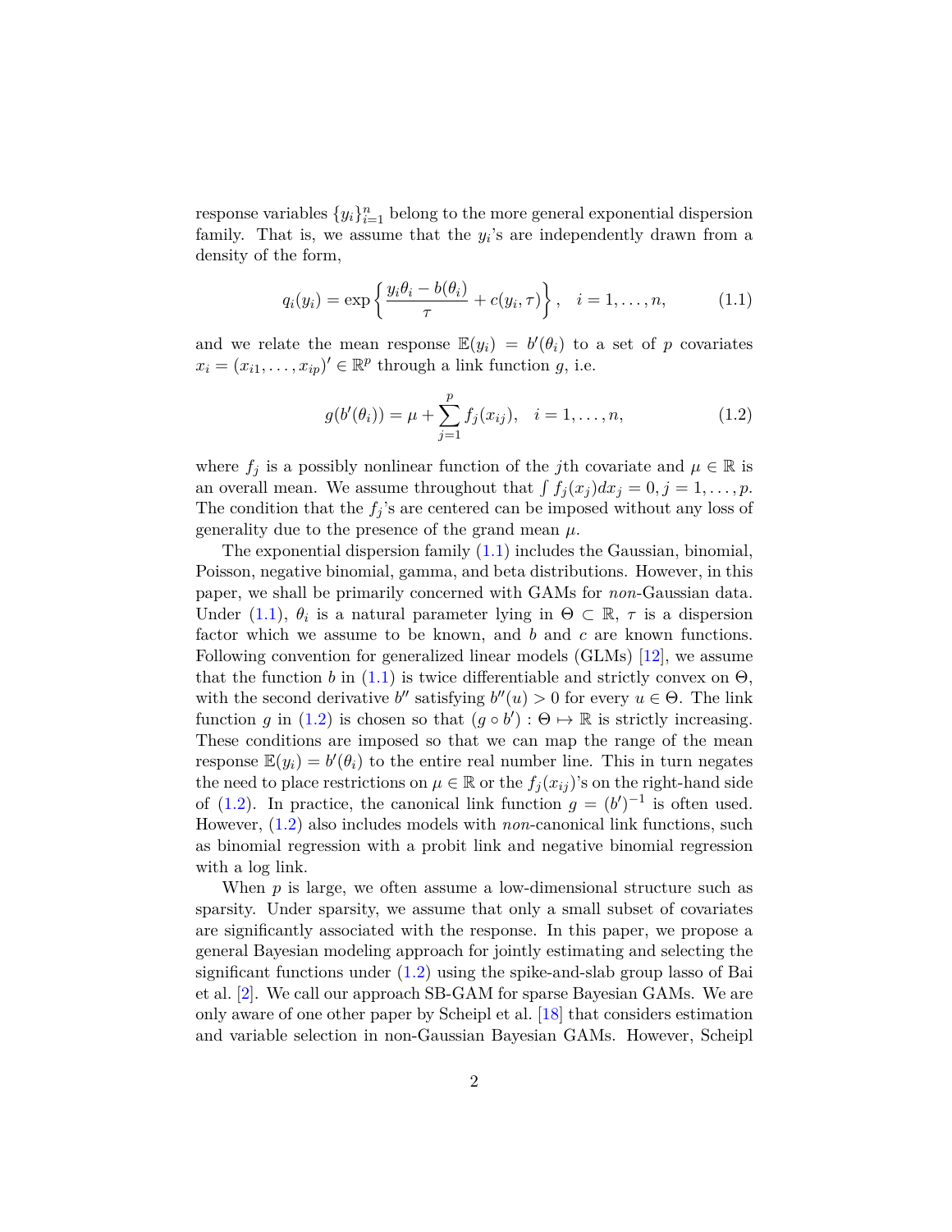response variables $\{y_i\}_{i=1}^n$ belong to the more general exponential dispersion family. That is, we assume that the $y_i$'s are independently drawn from a density of the form,

$$
q_i(y_i) = \exp\left\{ \frac{y_i \theta_i - b(\theta_i)}{\tau} + c(y_i, \tau) \right\}, \quad i = 1, \ldots, n, \tag{1.1}
$$

and we relate the mean response $\mathbb{E}(y_i) = b'(\theta_i)$ to a set of $p$ covariates $x_i = (x_{i1}, \ldots, x_{ip})' \in \mathbb{R}^p$ through a link function $g$, i.e.

$$
g(b'(\theta_i)) = \mu + \sum_{j=1}^{p} f_j(x_{ij}), \quad i = 1, \ldots, n, \tag{1.2}
$$

where $f_j$ is a possibly nonlinear function of the $j$th covariate and $\mu \in \mathbb{R}$ is an overall mean. We assume throughout that $\int f_j(x_j) dx_j = 0, j = 1, \ldots, p$. The condition that the $f_j$'s are centered can be imposed without any loss of generality due to the presence of the grand mean $\mu$.

The exponential dispersion family (1.1) includes the Gaussian, binomial, Poisson, negative binomial, gamma, and beta distributions. However, in this paper, we shall be primarily concerned with GAMs for *non*-Gaussian data. Under (1.1), $\theta_i$ is a natural parameter lying in $\Theta \subset \mathbb{R}$, $\tau$ is a dispersion factor which we assume to be known, and $b$ and $c$ are known functions. Following convention for generalized linear models (GLMs) [12], we assume that the function $b$ in (1.1) is twice differentiable and strictly convex on $\Theta$, with the second derivative $b''$ satisfying $b''(u) > 0$ for every $u \in \Theta$. The link function $g$ in (1.2) is chosen so that $(g \circ b') : \Theta \mapsto \mathbb{R}$ is strictly increasing. These conditions are imposed so that we can map the range of the mean response $\mathbb{E}(y_i) = b'(\theta_i)$ to the entire real number line. This in turn negates the need to place restrictions on $\mu \in \mathbb{R}$ or the $f_j(x_{ij})$'s on the right-hand side of (1.2). In practice, the canonical link function $g = (b')^{-1}$ is often used. However, (1.2) also includes models with *non*-canonical link functions, such as binomial regression with a probit link and negative binomial regression with a log link.

When $p$ is large, we often assume a low-dimensional structure such as sparsity. Under sparsity, we assume that only a small subset of covariates are significantly associated with the response. In this paper, we propose a general Bayesian modeling approach for jointly estimating and selecting the significant functions under (1.2) using the spike-and-slab group lasso of Bai et al. [2]. We call our approach SB-GAM for sparse Bayesian GAMs. We are only aware of one other paper by Scheipl et al. [18] that considers estimation and variable selection in non-Gaussian Bayesian GAMs. However, Scheipl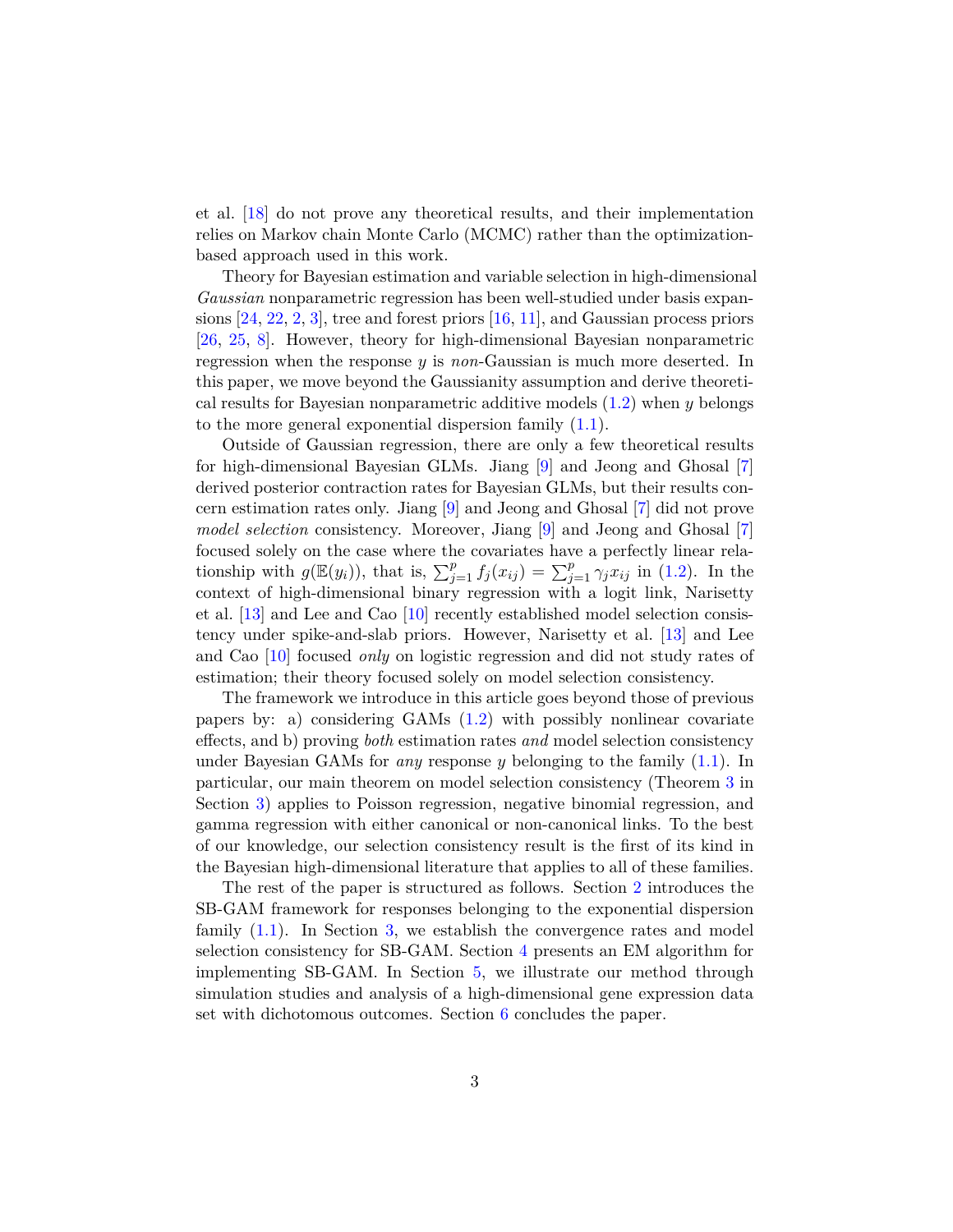et al. [18] do not prove any theoretical results, and their implementation relies on Markov chain Monte Carlo (MCMC) rather than the optimization-based approach used in this work.

Theory for Bayesian estimation and variable selection in high-dimensional *Gaussian* nonparametric regression has been well-studied under basis expansions [24, 22, 2, 3], tree and forest priors [16, 11], and Gaussian process priors [26, 25, 8]. However, theory for high-dimensional Bayesian nonparametric regression when the response $y$ is *non*-Gaussian is much more deserted. In this paper, we move beyond the Gaussianity assumption and derive theoretical results for Bayesian nonparametric additive models (1.2) when $y$ belongs to the more general exponential dispersion family (1.1).

Outside of Gaussian regression, there are only a few theoretical results for high-dimensional Bayesian GLMs. Jiang [9] and Jeong and Ghosal [7] derived posterior contraction rates for Bayesian GLMs, but their results concern estimation rates only. Jiang [9] and Jeong and Ghosal [7] did not prove *model selection* consistency. Moreover, Jiang [9] and Jeong and Ghosal [7] focused solely on the case where the covariates have a perfectly linear relationship with $g(\mathbb{E}(y_i))$, that is, $\sum_{j=1}^{p} f_j(x_{ij}) = \sum_{j=1}^{p} \gamma_j x_{ij}$ in (1.2). In the context of high-dimensional binary regression with a logit link, Narisetty et al. [13] and Lee and Cao [10] recently established model selection consistency under spike-and-slab priors. However, Narisetty et al. [13] and Lee and Cao [10] focused *only* on logistic regression and did not study rates of estimation; their theory focused solely on model selection consistency.

The framework we introduce in this article goes beyond those of previous papers by: a) considering GAMs (1.2) with possibly nonlinear covariate effects, and b) proving *both* estimation rates *and* model selection consistency under Bayesian GAMs for *any* response $y$ belonging to the family (1.1). In particular, our main theorem on model selection consistency (Theorem 3 in Section 3) applies to Poisson regression, negative binomial regression, and gamma regression with either canonical or non-canonical links. To the best of our knowledge, our selection consistency result is the first of its kind in the Bayesian high-dimensional literature that applies to all of these families.

The rest of the paper is structured as follows. Section 2 introduces the SB-GAM framework for responses belonging to the exponential dispersion family (1.1). In Section 3, we establish the convergence rates and model selection consistency for SB-GAM. Section 4 presents an EM algorithm for implementing SB-GAM. In Section 5, we illustrate our method through simulation studies and analysis of a high-dimensional gene expression data set with dichotomous outcomes. Section 6 concludes the paper.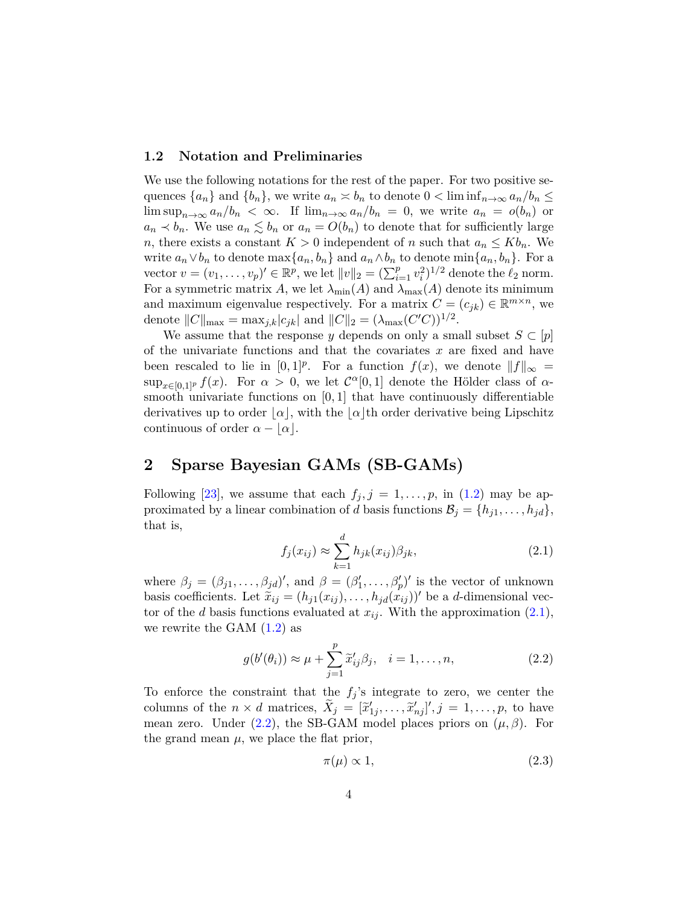### 1.2 Notation and Preliminaries

We use the following notations for the rest of the paper. For two positive sequences $\{a_n\}$ and $\{b_n\}$, we write $a_n \asymp b_n$ to denote $0 < \liminf_{n\to\infty} a_n/b_n \leq \limsup_{n\to\infty} a_n/b_n < \infty$. If $\lim_{n\to\infty} a_n/b_n = 0$, we write $a_n = o(b_n)$ or $a_n \prec b_n$. We use $a_n \lesssim b_n$ or $a_n = O(b_n)$ to denote that for sufficiently large $n$, there exists a constant $K > 0$ independent of $n$ such that $a_n \leq K b_n$. We write $a_n \vee b_n$ to denote $\max\{a_n, b_n\}$ and $a_n \wedge b_n$ to denote $\min\{a_n, b_n\}$. For a vector $v = (v_1, \ldots, v_p)' \in \mathbb{R}^p$, we let $\|v\|_2 = (\sum_{i=1}^p v_i^2)^{1/2}$ denote the $\ell_2$ norm. For a symmetric matrix $A$, we let $\lambda_{\min}(A)$ and $\lambda_{\max}(A)$ denote its minimum and maximum eigenvalue respectively. For a matrix $C = (c_{jk}) \in \mathbb{R}^{m\times n}$, we denote $\|C\|_{\max} = \max_{j,k} |c_{jk}|$ and $\|C\|_2 = (\lambda_{\max}(C'C))^{1/2}$.

We assume that the response $y$ depends on only a small subset $S \subset [p]$ of the univariate functions and that the covariates $x$ are fixed and have been rescaled to lie in $[0,1]^p$. For a function $f(x)$, we denote $\|f\|_\infty = \sup_{x\in[0,1]^p} f(x)$. For $\alpha > 0$, we let $\mathcal{C}^\alpha[0,1]$ denote the Hölder class of $\alpha$-smooth univariate functions on $[0,1]$ that have continuously differentiable derivatives up to order $\lfloor \alpha \rfloor$, with the $\lfloor \alpha \rfloor$th order derivative being Lipschitz continuous of order $\alpha - \lfloor \alpha \rfloor$.

## 2 Sparse Bayesian GAMs (SB-GAMs)

Following [23], we assume that each $f_j, j = 1, \ldots, p$, in (1.2) may be approximated by a linear combination of $d$ basis functions $\mathcal{B}_j = \{h_{j1}, \ldots, h_{jd}\}$, that is,

$$f_j(x_{ij}) \approx \sum_{k=1}^{d} h_{jk}(x_{ij})\beta_{jk}, \tag{2.1}$$

where $\beta_j = (\beta_{j1}, \ldots, \beta_{jd})'$, and $\beta = (\beta_1', \ldots, \beta_p')'$ is the vector of unknown basis coefficients. Let $\widetilde{x}_{ij} = (h_{j1}(x_{ij}), \ldots, h_{jd}(x_{ij}))'$ be a $d$-dimensional vector of the $d$ basis functions evaluated at $x_{ij}$. With the approximation (2.1), we rewrite the GAM (1.2) as

$$g(b'(\theta_i)) \approx \mu + \sum_{j=1}^{p} \widetilde{x}_{ij}'\beta_j, \quad i = 1, \ldots, n, \tag{2.2}$$

To enforce the constraint that the $f_j$'s integrate to zero, we center the columns of the $n \times d$ matrices, $\widetilde{X}_j = [\widetilde{x}_{1j}', \ldots, \widetilde{x}_{nj}']', j = 1, \ldots, p$, to have mean zero. Under (2.2), the SB-GAM model places priors on $(\mu, \beta)$. For the grand mean $\mu$, we place the flat prior,

$$\pi(\mu) \propto 1, \tag{2.3}$$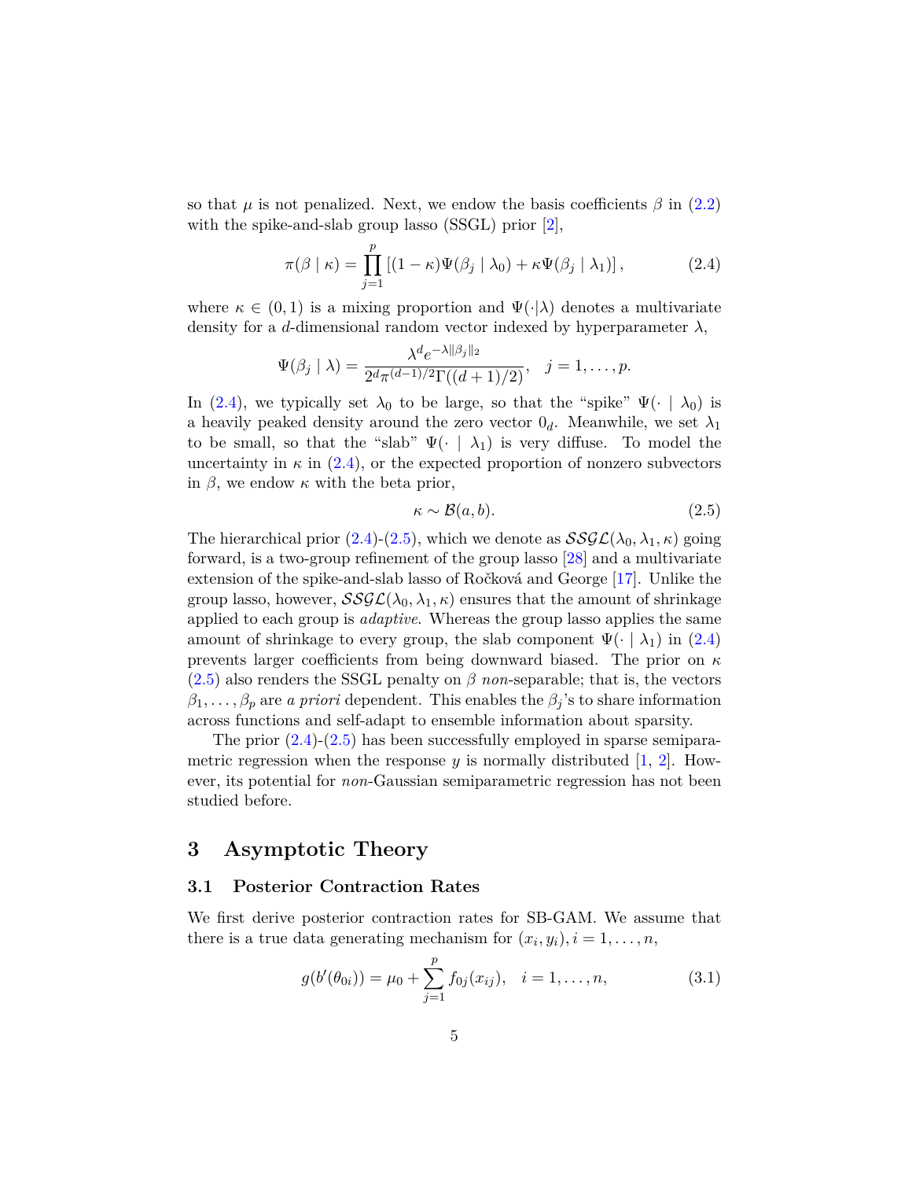so that $\mu$ is not penalized. Next, we endow the basis coefficients $\beta$ in (2.2) with the spike-and-slab group lasso (SSGL) prior [2],

$$\pi(\beta \mid \kappa) = \prod_{j=1}^{p} \left[ (1-\kappa)\Psi(\beta_j \mid \lambda_0) + \kappa \Psi(\beta_j \mid \lambda_1) \right], \tag{2.4}$$

where $\kappa \in (0,1)$ is a mixing proportion and $\Psi(\cdot|\lambda)$ denotes a multivariate density for a $d$-dimensional random vector indexed by hyperparameter $\lambda$,

$$\Psi(\beta_j \mid \lambda) = \frac{\lambda^d e^{-\lambda \|\beta_j\|_2}}{2^d \pi^{(d-1)/2} \Gamma((d+1)/2)}, \quad j = 1, \ldots, p.$$

In (2.4), we typically set $\lambda_0$ to be large, so that the "spike" $\Psi(\cdot \mid \lambda_0)$ is a heavily peaked density around the zero vector $0_d$. Meanwhile, we set $\lambda_1$ to be small, so that the "slab" $\Psi(\cdot \mid \lambda_1)$ is very diffuse. To model the uncertainty in $\kappa$ in (2.4), or the expected proportion of nonzero subvectors in $\beta$, we endow $\kappa$ with the beta prior,

$$\kappa \sim \mathcal{B}(a, b). \tag{2.5}$$

The hierarchical prior (2.4)-(2.5), which we denote as $\mathcal{SSGL}(\lambda_0, \lambda_1, \kappa)$ going forward, is a two-group refinement of the group lasso [28] and a multivariate extension of the spike-and-slab lasso of Ročková and George [17]. Unlike the group lasso, however, $\mathcal{SSGL}(\lambda_0, \lambda_1, \kappa)$ ensures that the amount of shrinkage applied to each group is *adaptive*. Whereas the group lasso applies the same amount of shrinkage to every group, the slab component $\Psi(\cdot \mid \lambda_1)$ in (2.4) prevents larger coefficients from being downward biased. The prior on $\kappa$ (2.5) also renders the SSGL penalty on $\beta$ *non*-separable; that is, the vectors $\beta_1, \ldots, \beta_p$ are *a priori* dependent. This enables the $\beta_j$'s to share information across functions and self-adapt to ensemble information about sparsity.

The prior (2.4)-(2.5) has been successfully employed in sparse semiparametric regression when the response $y$ is normally distributed [1, 2]. However, its potential for *non*-Gaussian semiparametric regression has not been studied before.

## 3 Asymptotic Theory

### 3.1 Posterior Contraction Rates

We first derive posterior contraction rates for SB-GAM. We assume that there is a true data generating mechanism for $(x_i, y_i), i = 1, \ldots, n$,

$$g(b'(\theta_{0i})) = \mu_0 + \sum_{j=1}^{p} f_{0j}(x_{ij}), \quad i = 1, \ldots, n, \tag{3.1}$$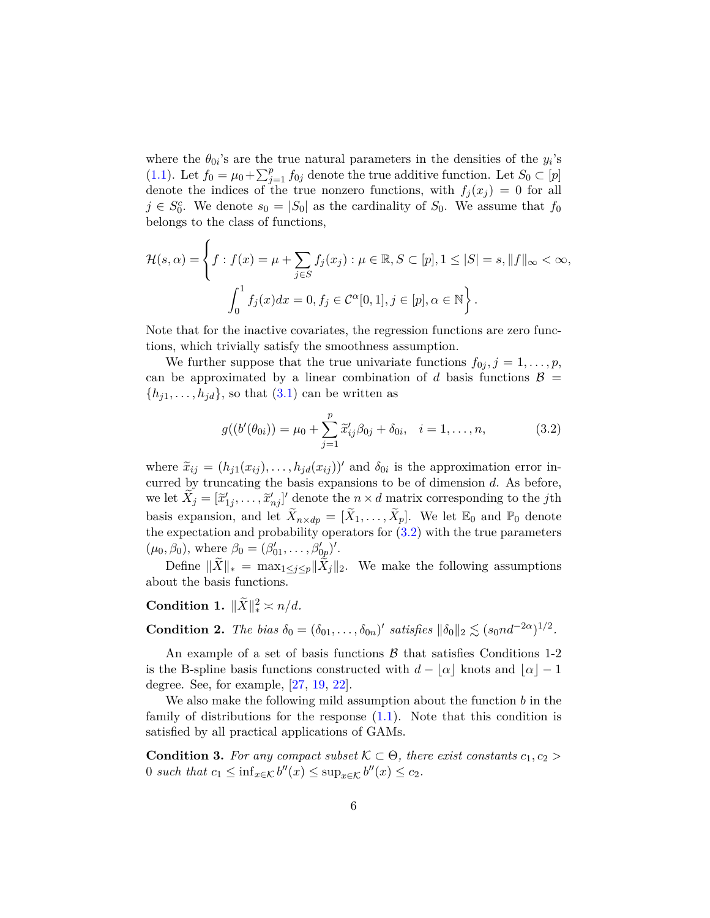where the $\theta_{0i}$'s are the true natural parameters in the densities of the $y_i$'s (1.1). Let $f_0 = \mu_0 + \sum_{j=1}^{p} f_{0j}$ denote the true additive function. Let $S_0 \subset [p]$ denote the indices of the true nonzero functions, with $f_j(x_j) = 0$ for all $j \in S_0^c$. We denote $s_0 = |S_0|$ as the cardinality of $S_0$. We assume that $f_0$ belongs to the class of functions,

$$\mathcal{H}(s, \alpha) = \Bigg\{ f : f(x) = \mu + \sum_{j \in S} f_j(x_j) : \mu \in \mathbb{R}, S \subset [p], 1 \leq |S| = s, \|f\|_\infty < \infty,$$
$$\int_0^1 f_j(x)dx = 0, f_j \in \mathcal{C}^\alpha[0,1], j \in [p], \alpha \in \mathbb{N} \Bigg\}.$$

Note that for the inactive covariates, the regression functions are zero functions, which trivially satisfy the smoothness assumption.

We further suppose that the true univariate functions $f_{0j}, j = 1, \ldots, p$, can be approximated by a linear combination of $d$ basis functions $\mathcal{B} = \{h_{j1}, \ldots, h_{jd}\}$, so that (3.1) can be written as

$$g((b'(\theta_{0i})) = \mu_0 + \sum_{j=1}^{p} \widetilde{x}_{ij}' \beta_{0j} + \delta_{0i}, \quad i = 1, \ldots, n, \tag{3.2}$$

where $\widetilde{x}_{ij} = (h_{j1}(x_{ij}), \ldots, h_{jd}(x_{ij}))'$ and $\delta_{0i}$ is the approximation error incurred by truncating the basis expansions to be of dimension $d$. As before, we let $\widetilde{X}_j = [\widetilde{x}_{1j}', \ldots, \widetilde{x}_{nj}']'$ denote the $n \times d$ matrix corresponding to the $j$th basis expansion, and let $\widetilde{X}_{n \times dp} = [\widetilde{X}_1, \ldots, \widetilde{X}_p]$. We let $\mathbb{E}_0$ and $\mathbb{P}_0$ denote the expectation and probability operators for (3.2) with the true parameters $(\mu_0, \beta_0)$, where $\beta_0 = (\beta_{01}', \ldots, \beta_{0p}')'$.

Define $\|\widetilde{X}\|_* = \max_{1 \leq j \leq p} \|\widetilde{X}_j\|_2$. We make the following assumptions about the basis functions.

**Condition 1.** $\|\widetilde{X}\|_*^2 \asymp n/d$.

**Condition 2.** *The bias* $\delta_0 = (\delta_{01}, \ldots, \delta_{0n})'$ *satisfies* $\|\delta_0\|_2 \lesssim (s_0 n d^{-2\alpha})^{1/2}$.

An example of a set of basis functions $\mathcal{B}$ that satisfies Conditions 1-2 is the B-spline basis functions constructed with $d - \lfloor \alpha \rfloor$ knots and $\lfloor \alpha \rfloor - 1$ degree. See, for example, [27, 19, 22].

We also make the following mild assumption about the function $b$ in the family of distributions for the response (1.1). Note that this condition is satisfied by all practical applications of GAMs.

**Condition 3.** *For any compact subset* $\mathcal{K} \subset \Theta$, *there exist constants* $c_1, c_2 > 0$ *such that* $c_1 \leq \inf_{x \in \mathcal{K}} b''(x) \leq \sup_{x \in \mathcal{K}} b''(x) \leq c_2$.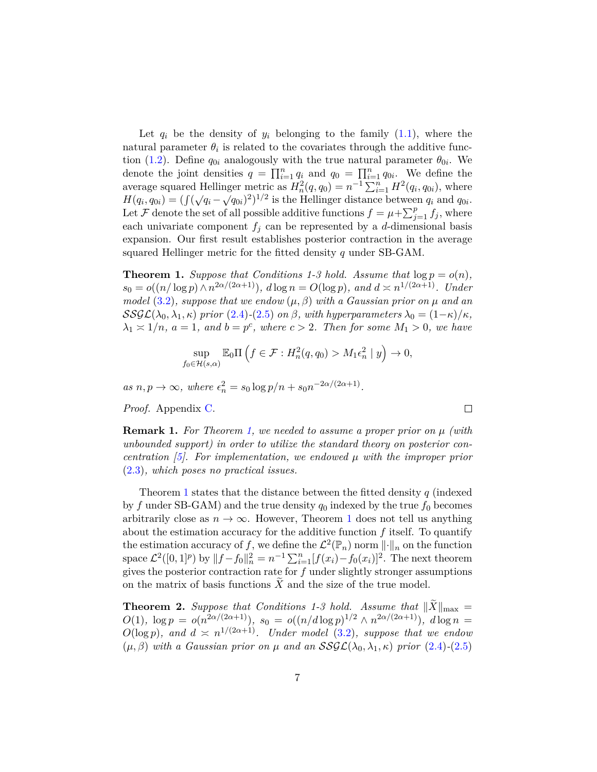Let $q_i$ be the density of $y_i$ belonging to the family (1.1), where the natural parameter $\theta_i$ is related to the covariates through the additive function (1.2). Define $q_{0i}$ analogously with the true natural parameter $\theta_{0i}$. We denote the joint densities $q = \prod_{i=1}^n q_i$ and $q_0 = \prod_{i=1}^n q_{0i}$. We define the average squared Hellinger metric as $H_n^2(q, q_0) = n^{-1} \sum_{i=1}^n H^2(q_i, q_{0i})$, where $H(q_i, q_{0i}) = (\int (\sqrt{q_i} - \sqrt{q_{0i}})^2)^{1/2}$ is the Hellinger distance between $q_i$ and $q_{0i}$. Let $\mathcal{F}$ denote the set of all possible additive functions $f = \mu + \sum_{j=1}^p f_j$, where each univariate component $f_j$ can be represented by a $d$-dimensional basis expansion. Our first result establishes posterior contraction in the average squared Hellinger metric for the fitted density $q$ under SB-GAM.

**Theorem 1.** *Suppose that Conditions 1-3 hold. Assume that $\log p = o(n)$, $s_0 = o((n/\log p) \wedge n^{2\alpha/(2\alpha+1)})$, $d \log n = O(\log p)$, and $d \asymp n^{1/(2\alpha+1)}$. Under model (3.2), suppose that we endow $(\mu, \beta)$ with a Gaussian prior on $\mu$ and an $\mathcal{SSGL}(\lambda_0, \lambda_1, \kappa)$ prior (2.4)-(2.5) on $\beta$, with hyperparameters $\lambda_0 = (1-\kappa)/\kappa$, $\lambda_1 \asymp 1/n$, $a = 1$, and $b = p^c$, where $c > 2$. Then for some $M_1 > 0$, we have*

$$\sup_{f_0 \in \mathcal{H}(s,\alpha)} \mathbb{E}_0 \Pi \left( f \in \mathcal{F} : H_n^2(q, q_0) > M_1 \epsilon_n^2 \mid y \right) \to 0,$$

*as $n, p \to \infty$, where $\epsilon_n^2 = s_0 \log p/n + s_0 n^{-2\alpha/(2\alpha+1)}$.*

*Proof.* Appendix C. □

**Remark 1.** *For Theorem 1, we needed to assume a proper prior on $\mu$ (with unbounded support) in order to utilize the standard theory on posterior concentration [5]. For implementation, we endowed $\mu$ with the improper prior (2.3), which poses no practical issues.*

Theorem 1 states that the distance between the fitted density $q$ (indexed by $f$ under SB-GAM) and the true density $q_0$ indexed by the true $f_0$ becomes arbitrarily close as $n \to \infty$. However, Theorem 1 does not tell us anything about the estimation accuracy for the additive function $f$ itself. To quantify the estimation accuracy of $f$, we define the $\mathcal{L}^2(\mathbb{P}_n)$ norm $\|\cdot\|_n$ on the function space $\mathcal{L}^2([0,1]^p)$ by $\|f - f_0\|_n^2 = n^{-1} \sum_{i=1}^n [f(x_i) - f_0(x_i)]^2$. The next theorem gives the posterior contraction rate for $f$ under slightly stronger assumptions on the matrix of basis functions $\widetilde{X}$ and the size of the true model.

**Theorem 2.** *Suppose that Conditions 1-3 hold. Assume that $\|\widetilde{X}\|_{\max} = O(1)$, $\log p = o(n^{2\alpha/(2\alpha+1)})$, $s_0 = o((n/d \log p)^{1/2} \wedge n^{2\alpha/(2\alpha+1)})$, $d \log n = O(\log p)$, and $d \asymp n^{1/(2\alpha+1)}$. Under model (3.2), suppose that we endow $(\mu, \beta)$ with a Gaussian prior on $\mu$ and an $\mathcal{SSGL}(\lambda_0, \lambda_1, \kappa)$ prior (2.4)-(2.5)*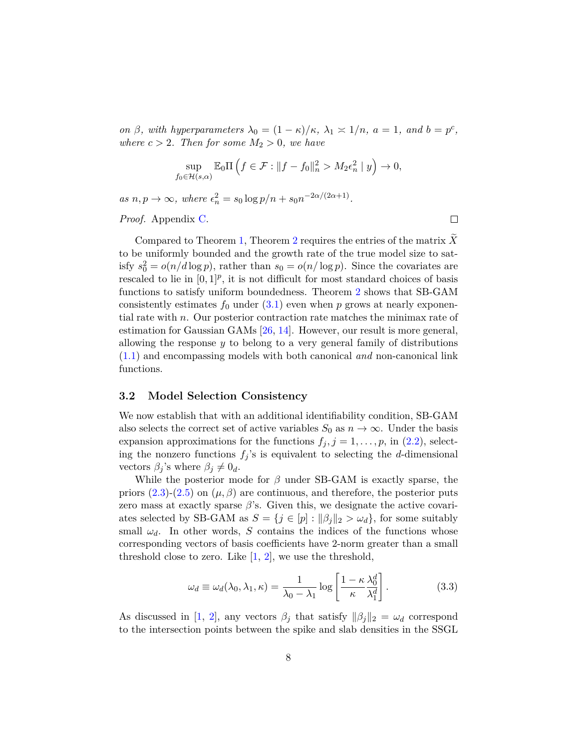*on $\beta$, with hyperparameters $\lambda_0 = (1-\kappa)/\kappa$, $\lambda_1 \asymp 1/n$, $a = 1$, and $b = p^c$, where $c > 2$. Then for some $M_2 > 0$, we have*

$$\sup_{f_0 \in \mathcal{H}(s,\alpha)} \mathbb{E}_0 \Pi \left( f \in \mathcal{F} : \|f - f_0\|_n^2 > M_2 \epsilon_n^2 \mid y \right) \to 0,$$

*as $n, p \to \infty$, where $\epsilon_n^2 = s_0 \log p / n + s_0 n^{-2\alpha/(2\alpha+1)}$.*

*Proof.* Appendix C. □

Compared to Theorem 1, Theorem 2 requires the entries of the matrix $\widetilde{X}$ to be uniformly bounded and the growth rate of the true model size to satisfy $s_0^2 = o(n/d \log p)$, rather than $s_0 = o(n/\log p)$. Since the covariates are rescaled to lie in $[0,1]^p$, it is not difficult for most standard choices of basis functions to satisfy uniform boundedness. Theorem 2 shows that SB-GAM consistently estimates $f_0$ under (3.1) even when $p$ grows at nearly exponential rate with $n$. Our posterior contraction rate matches the minimax rate of estimation for Gaussian GAMs [26, 14]. However, our result is more general, allowing the response $y$ to belong to a very general family of distributions (1.1) and encompassing models with both canonical *and* non-canonical link functions.

### 3.2 Model Selection Consistency

We now establish that with an additional identifiability condition, SB-GAM also selects the correct set of active variables $S_0$ as $n \to \infty$. Under the basis expansion approximations for the functions $f_j, j = 1, \ldots, p$, in (2.2), selecting the nonzero functions $f_j$'s is equivalent to selecting the $d$-dimensional vectors $\beta_j$'s where $\beta_j \neq 0_d$.

While the posterior mode for $\beta$ under SB-GAM is exactly sparse, the priors (2.3)-(2.5) on $(\mu, \beta)$ are continuous, and therefore, the posterior puts zero mass at exactly sparse $\beta$'s. Given this, we designate the active covariates selected by SB-GAM as $S = \{j \in [p] : \|\beta_j\|_2 > \omega_d\}$, for some suitably small $\omega_d$. In other words, $S$ contains the indices of the functions whose corresponding vectors of basis coefficients have 2-norm greater than a small threshold close to zero. Like [1, 2], we use the threshold,

$$\omega_d \equiv \omega_d(\lambda_0, \lambda_1, \kappa) = \frac{1}{\lambda_0 - \lambda_1} \log \left[ \frac{1-\kappa}{\kappa} \frac{\lambda_0^d}{\lambda_1^d} \right]. \tag{3.3}$$

As discussed in [1, 2], any vectors $\beta_j$ that satisfy $\|\beta_j\|_2 = \omega_d$ correspond to the intersection points between the spike and slab densities in the SSGL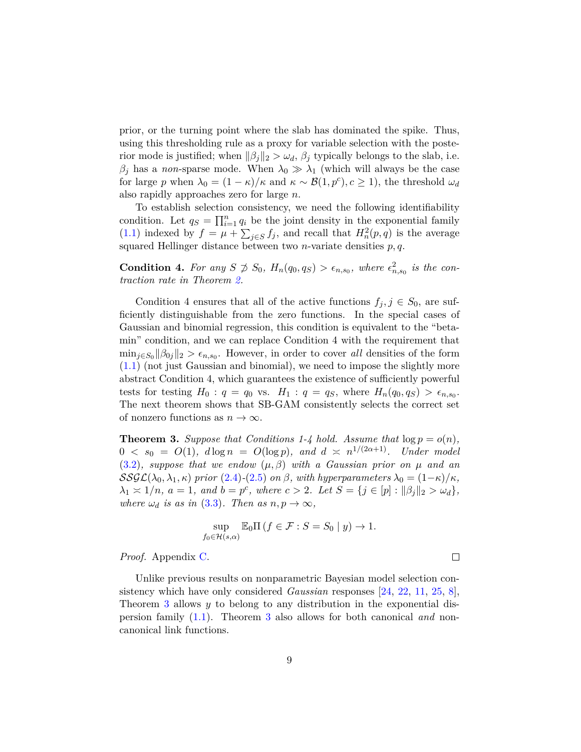prior, or the turning point where the slab has dominated the spike. Thus, using this thresholding rule as a proxy for variable selection with the posterior mode is justified; when $\|\beta_j\|_2 > \omega_d$, $\beta_j$ typically belongs to the slab, i.e. $\beta_j$ has a *non*-sparse mode. When $\lambda_0 \gg \lambda_1$ (which will always be the case for large $p$ when $\lambda_0 = (1-\kappa)/\kappa$ and $\kappa \sim \mathcal{B}(1, p^c), c \geq 1$), the threshold $\omega_d$ also rapidly approaches zero for large $n$.

To establish selection consistency, we need the following identifiability condition. Let $q_S = \prod_{i=1}^n q_i$ be the joint density in the exponential family (1.1) indexed by $f = \mu + \sum_{j \in S} f_j$, and recall that $H_n^2(p, q)$ is the average squared Hellinger distance between two $n$-variate densities $p, q$.

**Condition 4.** *For any $S \not\supset S_0$, $H_n(q_0, q_S) > \epsilon_{n,s_0}$, where $\epsilon_{n,s_0}^2$ is the contraction rate in Theorem 2.*

Condition 4 ensures that all of the active functions $f_j, j \in S_0$, are sufficiently distinguishable from the zero functions. In the special cases of Gaussian and binomial regression, this condition is equivalent to the "beta-min" condition, and we can replace Condition 4 with the requirement that $\min_{j \in S_0} \|\beta_{0j}\|_2 > \epsilon_{n,s_0}$. However, in order to cover *all* densities of the form (1.1) (not just Gaussian and binomial), we need to impose the slightly more abstract Condition 4, which guarantees the existence of sufficiently powerful tests for testing $H_0 : q = q_0$ vs. $H_1 : q = q_S$, where $H_n(q_0, q_S) > \epsilon_{n,s_0}$. The next theorem shows that SB-GAM consistently selects the correct set of nonzero functions as $n \to \infty$.

**Theorem 3.** *Suppose that Conditions 1-4 hold. Assume that $\log p = o(n)$, $0 < s_0 = O(1)$, $d \log n = O(\log p)$, and $d \asymp n^{1/(2\alpha+1)}$. Under model (3.2), suppose that we endow $(\mu, \beta)$ with a Gaussian prior on $\mu$ and an $\mathcal{SSGL}(\lambda_0, \lambda_1, \kappa)$ prior (2.4)-(2.5) on $\beta$, with hyperparameters $\lambda_0 = (1-\kappa)/\kappa$, $\lambda_1 \asymp 1/n$, $a = 1$, and $b = p^c$, where $c > 2$. Let $S = \{j \in [p] : \|\beta_j\|_2 > \omega_d\}$, where $\omega_d$ is as in (3.3). Then as $n, p \to \infty$,*

$$\sup_{f_0 \in \mathcal{H}(s,\alpha)} \mathbb{E}_0 \Pi \left( f \in \mathcal{F} : S = S_0 \mid y \right) \to 1.$$

*Proof.* Appendix C. $\square$

Unlike previous results on nonparametric Bayesian model selection consistency which have only considered *Gaussian* responses [24, 22, 11, 25, 8], Theorem 3 allows $y$ to belong to any distribution in the exponential dispersion family (1.1). Theorem 3 also allows for both canonical *and* non-canonical link functions.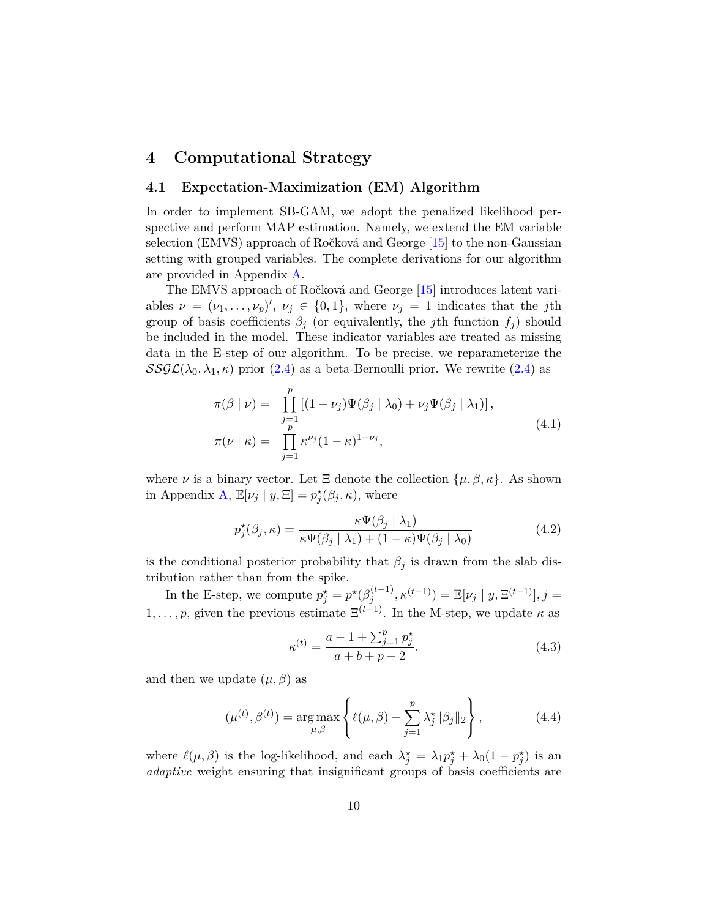# 4 Computational Strategy

## 4.1 Expectation-Maximization (EM) Algorithm

In order to implement SB-GAM, we adopt the penalized likelihood perspective and perform MAP estimation. Namely, we extend the EM variable selection (EMVS) approach of Ročková and George [15] to the non-Gaussian setting with grouped variables. The complete derivations for our algorithm are provided in Appendix A.

The EMVS approach of Ročková and George [15] introduces latent variables $\nu = (\nu_1, \ldots, \nu_p)'$, $\nu_j \in \{0, 1\}$, where $\nu_j = 1$ indicates that the $j$th group of basis coefficients $\beta_j$ (or equivalently, the $j$th function $f_j$) should be included in the model. These indicator variables are treated as missing data in the E-step of our algorithm. To be precise, we reparameterize the $\mathcal{SSGL}(\lambda_0, \lambda_1, \kappa)$ prior (2.4) as a beta-Bernoulli prior. We rewrite (2.4) as

$$
\begin{aligned}
\pi(\beta \mid \nu) &= \prod_{j=1}^{p} \left[ (1 - \nu_j) \Psi(\beta_j \mid \lambda_0) + \nu_j \Psi(\beta_j \mid \lambda_1) \right], \\
\pi(\nu \mid \kappa) &= \prod_{j=1}^{p} \kappa^{\nu_j} (1 - \kappa)^{1 - \nu_j},
\end{aligned}
\tag{4.1}
$$

where $\nu$ is a binary vector. Let $\Xi$ denote the collection $\{\mu, \beta, \kappa\}$. As shown in Appendix A, $\mathbb{E}[\nu_j \mid y, \Xi] = p_j^\star(\beta_j, \kappa)$, where

$$
p_j^\star(\beta_j, \kappa) = \frac{\kappa \Psi(\beta_j \mid \lambda_1)}{\kappa \Psi(\beta_j \mid \lambda_1) + (1 - \kappa) \Psi(\beta_j \mid \lambda_0)} \tag{4.2}
$$

is the conditional posterior probability that $\beta_j$ is drawn from the slab distribution rather than from the spike.

In the E-step, we compute $p_j^\star = p^\star(\beta_j^{(t-1)}, \kappa^{(t-1)}) = \mathbb{E}[\nu_j \mid y, \Xi^{(t-1)}]$, $j = 1, \ldots, p$, given the previous estimate $\Xi^{(t-1)}$. In the M-step, we update $\kappa$ as

$$
\kappa^{(t)} = \frac{a - 1 + \sum_{j=1}^{p} p_j^\star}{a + b + p - 2}. \tag{4.3}
$$

and then we update $(\mu, \beta)$ as

$$
(\mu^{(t)}, \beta^{(t)}) = \underset{\mu, \beta}{\arg\max} \left\{ \ell(\mu, \beta) - \sum_{j=1}^{p} \lambda_j^\star \|\beta_j\|_2 \right\}, \tag{4.4}
$$

where $\ell(\mu, \beta)$ is the log-likelihood, and each $\lambda_j^\star = \lambda_1 p_j^\star + \lambda_0 (1 - p_j^\star)$ is an *adaptive* weight ensuring that insignificant groups of basis coefficients are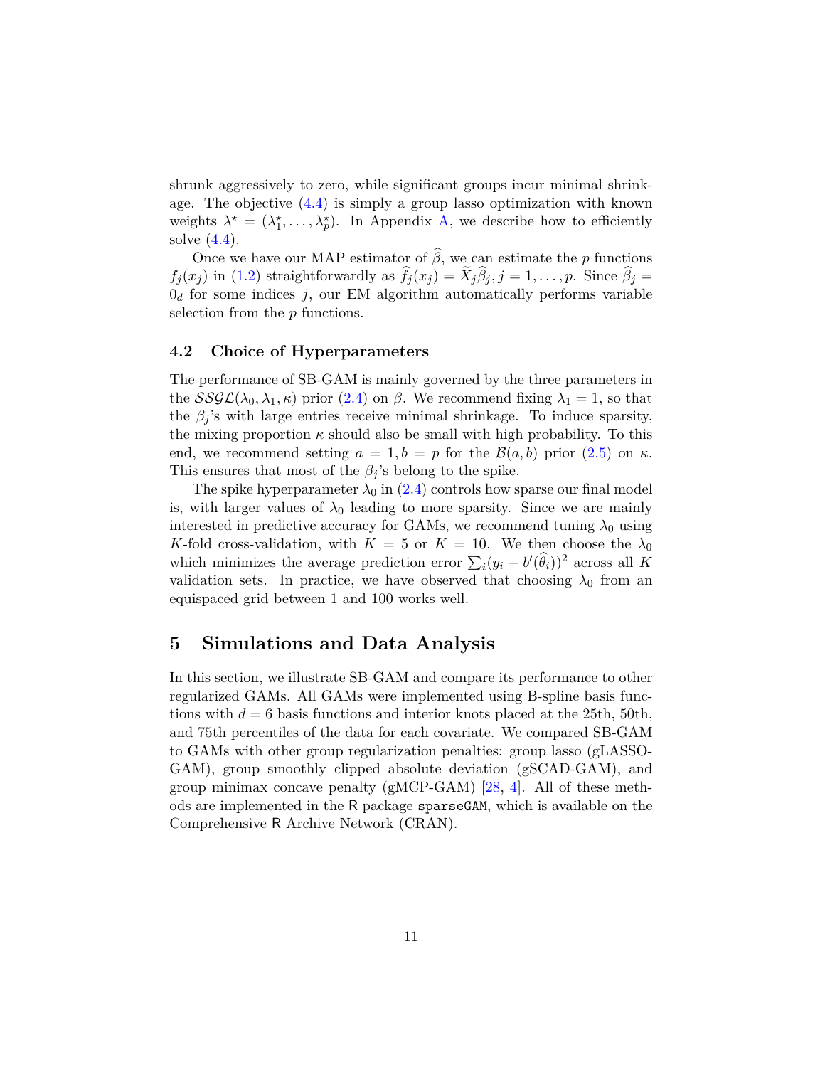shrunk aggressively to zero, while significant groups incur minimal shrinkage. The objective (4.4) is simply a group lasso optimization with known weights $\lambda^\star = (\lambda_1^\star, \ldots, \lambda_p^\star)$. In Appendix A, we describe how to efficiently solve (4.4).

Once we have our MAP estimator of $\widehat{\beta}$, we can estimate the $p$ functions $f_j(x_j)$ in (1.2) straightforwardly as $\widehat{f}_j(x_j) = \widetilde{X}_j \widehat{\beta}_j, j = 1, \ldots, p$. Since $\widehat{\beta}_j = 0_d$ for some indices $j$, our EM algorithm automatically performs variable selection from the $p$ functions.

### 4.2 Choice of Hyperparameters

The performance of SB-GAM is mainly governed by the three parameters in the $\mathcal{SSGL}(\lambda_0, \lambda_1, \kappa)$ prior (2.4) on $\beta$. We recommend fixing $\lambda_1 = 1$, so that the $\beta_j$'s with large entries receive minimal shrinkage. To induce sparsity, the mixing proportion $\kappa$ should also be small with high probability. To this end, we recommend setting $a = 1, b = p$ for the $\mathcal{B}(a, b)$ prior (2.5) on $\kappa$. This ensures that most of the $\beta_j$'s belong to the spike.

The spike hyperparameter $\lambda_0$ in (2.4) controls how sparse our final model is, with larger values of $\lambda_0$ leading to more sparsity. Since we are mainly interested in predictive accuracy for GAMs, we recommend tuning $\lambda_0$ using $K$-fold cross-validation, with $K = 5$ or $K = 10$. We then choose the $\lambda_0$ which minimizes the average prediction error $\sum_i (y_i - b'(\widehat{\theta}_i))^2$ across all $K$ validation sets. In practice, we have observed that choosing $\lambda_0$ from an equispaced grid between 1 and 100 works well.

## 5 Simulations and Data Analysis

In this section, we illustrate SB-GAM and compare its performance to other regularized GAMs. All GAMs were implemented using B-spline basis functions with $d = 6$ basis functions and interior knots placed at the 25th, 50th, and 75th percentiles of the data for each covariate. We compared SB-GAM to GAMs with other group regularization penalties: group lasso (gLASSO-GAM), group smoothly clipped absolute deviation (gSCAD-GAM), and group minimax concave penalty (gMCP-GAM) [28, 4]. All of these methods are implemented in the R package `sparseGAM`, which is available on the Comprehensive R Archive Network (CRAN).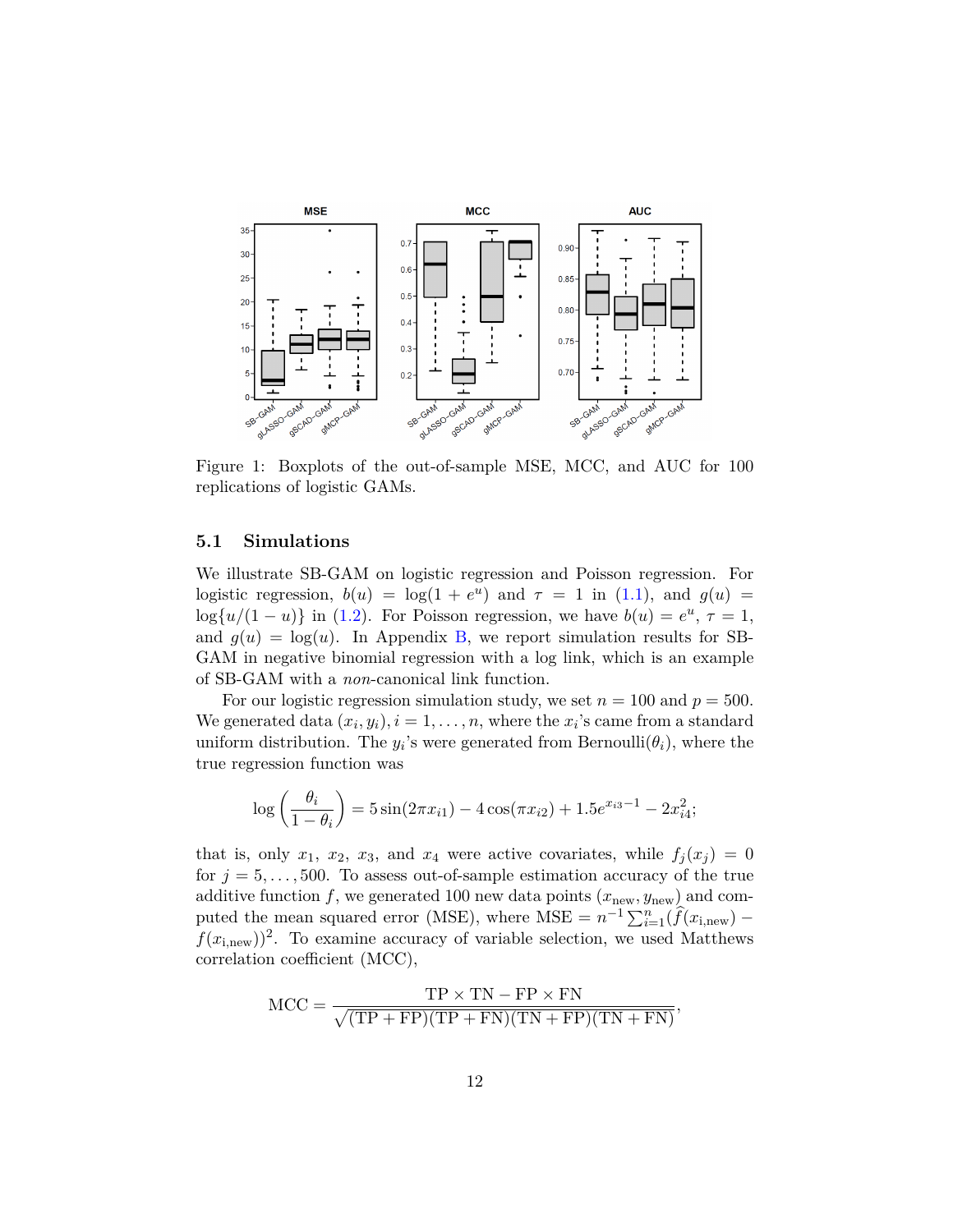Figure 1: Boxplots of the out-of-sample MSE, MCC, and AUC for 100 replications of logistic GAMs.

### 5.1 Simulations

We illustrate SB-GAM on logistic regression and Poisson regression. For logistic regression, $b(u) = \log(1 + e^u)$ and $\tau = 1$ in (1.1), and $g(u) = \log\{u/(1-u)\}$ in (1.2). For Poisson regression, we have $b(u) = e^u$, $\tau = 1$, and $g(u) = \log(u)$. In Appendix B, we report simulation results for SB-GAM in negative binomial regression with a log link, which is an example of SB-GAM with a *non*-canonical link function.

For our logistic regression simulation study, we set $n = 100$ and $p = 500$. We generated data $(x_i, y_i), i = 1, \ldots, n$, where the $x_i$'s came from a standard uniform distribution. The $y_i$'s were generated from Bernoulli$(\theta_i)$, where the true regression function was

$$\log\left(\frac{\theta_i}{1-\theta_i}\right) = 5\sin(2\pi x_{i1}) - 4\cos(\pi x_{i2}) + 1.5e^{x_{i3}-1} - 2x_{i4}^2;$$

that is, only $x_1$, $x_2$, $x_3$, and $x_4$ were active covariates, while $f_j(x_j) = 0$ for $j = 5, \ldots, 500$. To assess out-of-sample estimation accuracy of the true additive function $f$, we generated 100 new data points $(x_{\text{new}}, y_{\text{new}})$ and computed the mean squared error (MSE), where $\text{MSE} = n^{-1}\sum_{i=1}^{n}(\widehat{f}(x_{\text{i,new}}) - f(x_{\text{i,new}}))^2$. To examine accuracy of variable selection, we used Matthews correlation coefficient (MCC),

$$\text{MCC} = \frac{\text{TP} \times \text{TN} - \text{FP} \times \text{FN}}{\sqrt{(\text{TP}+\text{FP})(\text{TP}+\text{FN})(\text{TN}+\text{FP})(\text{TN}+\text{FN})}},$$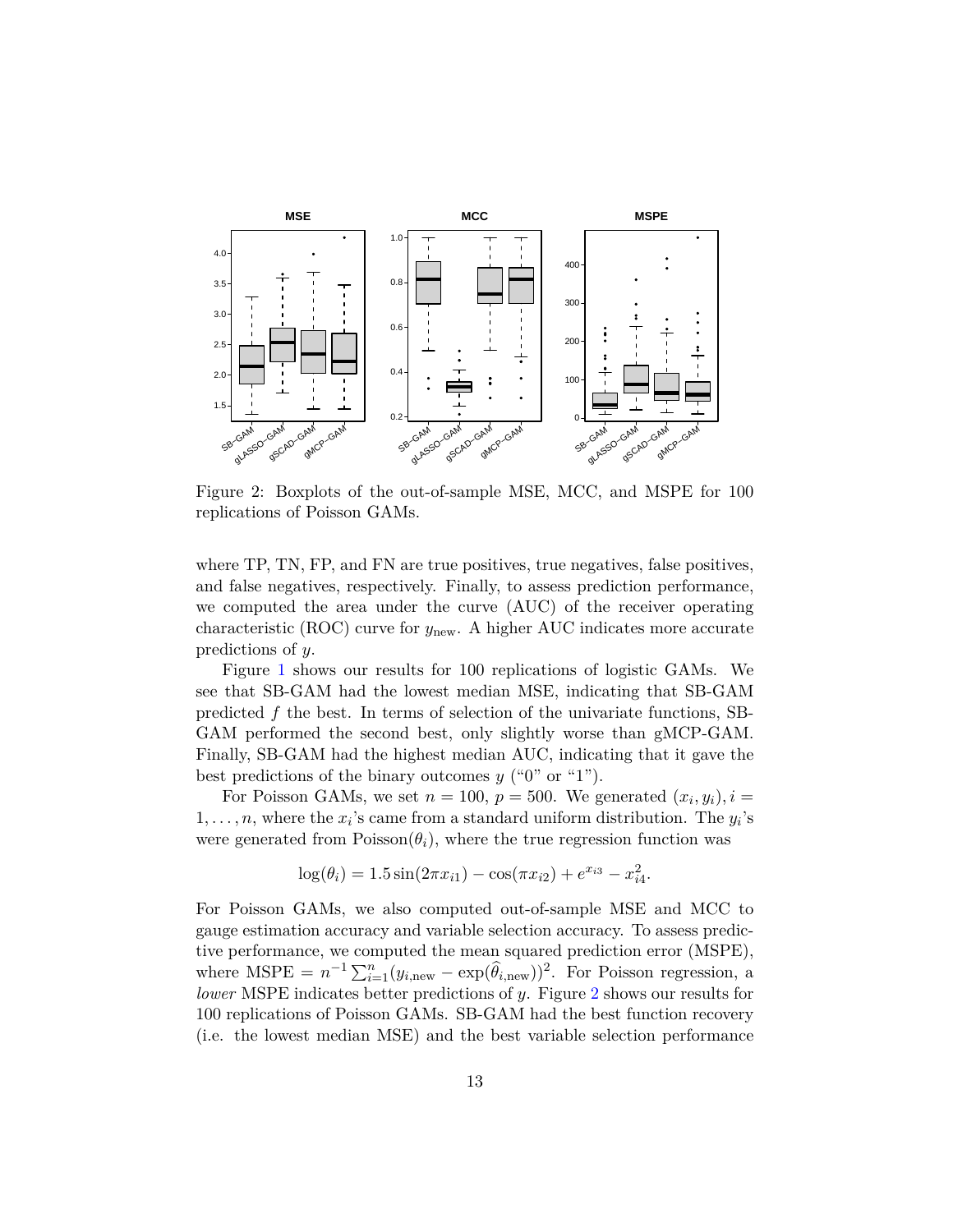Figure 2: Boxplots of the out-of-sample MSE, MCC, and MSPE for 100 replications of Poisson GAMs.

where TP, TN, FP, and FN are true positives, true negatives, false positives, and false negatives, respectively. Finally, to assess prediction performance, we computed the area under the curve (AUC) of the receiver operating characteristic (ROC) curve for $y_{\text{new}}$. A higher AUC indicates more accurate predictions of $y$.

Figure 1 shows our results for 100 replications of logistic GAMs. We see that SB-GAM had the lowest median MSE, indicating that SB-GAM predicted $f$ the best. In terms of selection of the univariate functions, SB-GAM performed the second best, only slightly worse than gMCP-GAM. Finally, SB-GAM had the highest median AUC, indicating that it gave the best predictions of the binary outcomes $y$ ("0" or "1").

For Poisson GAMs, we set $n = 100$, $p = 500$. We generated $(x_i, y_i), i = 1, \ldots, n$, where the $x_i$'s came from a standard uniform distribution. The $y_i$'s were generated from Poisson$(\theta_i)$, where the true regression function was

$$\log(\theta_i) = 1.5 \sin(2\pi x_{i1}) - \cos(\pi x_{i2}) + e^{x_{i3}} - x_{i4}^2.$$

For Poisson GAMs, we also computed out-of-sample MSE and MCC to gauge estimation accuracy and variable selection accuracy. To assess predictive performance, we computed the mean squared prediction error (MSPE), where $\text{MSPE} = n^{-1} \sum_{i=1}^{n} (y_{i,\text{new}} - \exp(\widehat{\theta}_{i,\text{new}}))^2$. For Poisson regression, a *lower* MSPE indicates better predictions of $y$. Figure 2 shows our results for 100 replications of Poisson GAMs. SB-GAM had the best function recovery (i.e. the lowest median MSE) and the best variable selection performance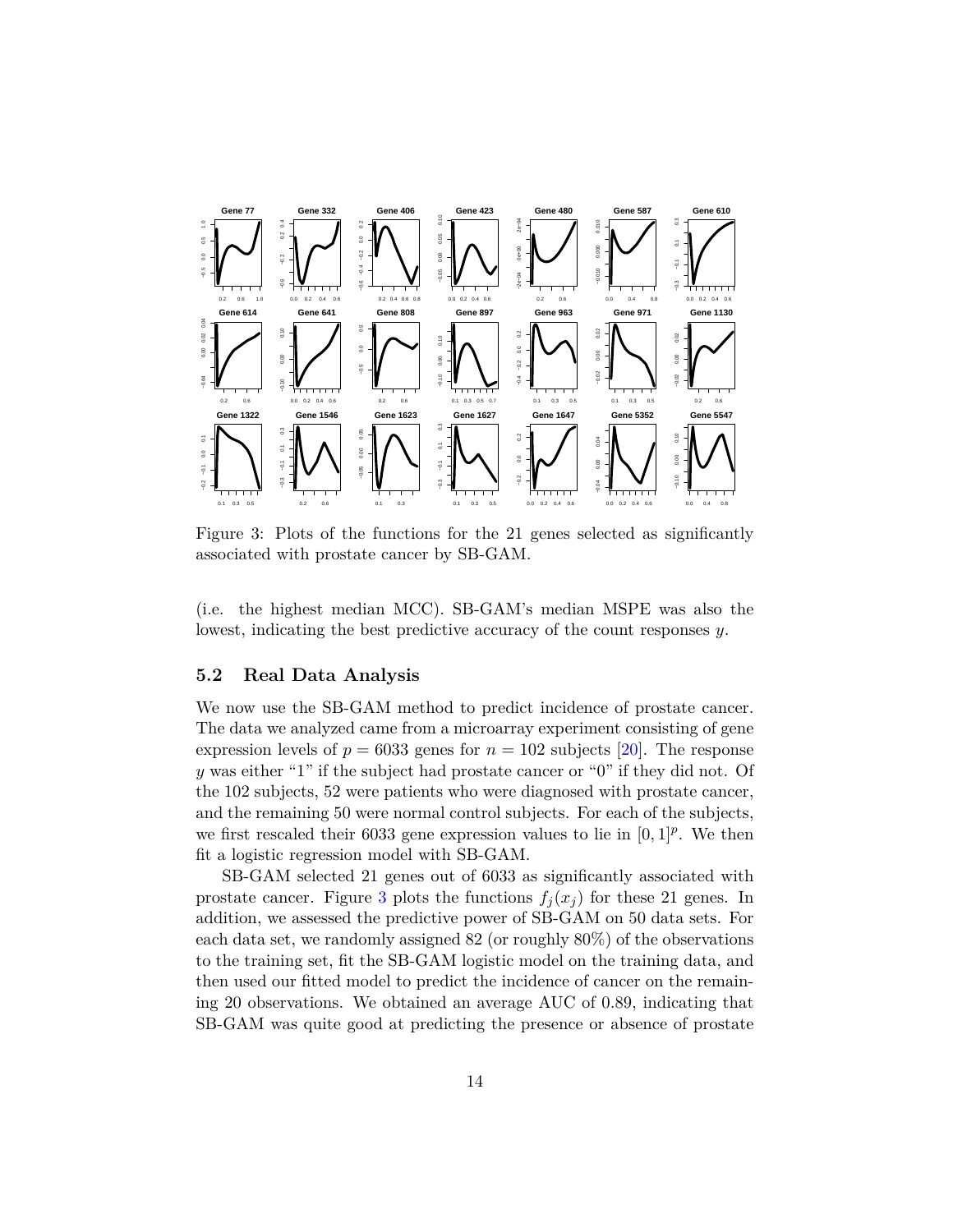Figure 3: Plots of the functions for the 21 genes selected as significantly associated with prostate cancer by SB-GAM.

(i.e. the highest median MCC). SB-GAM's median MSPE was also the lowest, indicating the best predictive accuracy of the count responses $y$.

### 5.2 Real Data Analysis

We now use the SB-GAM method to predict incidence of prostate cancer. The data we analyzed came from a microarray experiment consisting of gene expression levels of $p = 6033$ genes for $n = 102$ subjects [20]. The response $y$ was either "1" if the subject had prostate cancer or "0" if they did not. Of the 102 subjects, 52 were patients who were diagnosed with prostate cancer, and the remaining 50 were normal control subjects. For each of the subjects, we first rescaled their 6033 gene expression values to lie in $[0, 1]^p$. We then fit a logistic regression model with SB-GAM.

SB-GAM selected 21 genes out of 6033 as significantly associated with prostate cancer. Figure 3 plots the functions $f_j(x_j)$ for these 21 genes. In addition, we assessed the predictive power of SB-GAM on 50 data sets. For each data set, we randomly assigned 82 (or roughly 80%) of the observations to the training set, fit the SB-GAM logistic model on the training data, and then used our fitted model to predict the incidence of cancer on the remaining 20 observations. We obtained an average AUC of 0.89, indicating that SB-GAM was quite good at predicting the presence or absence of prostate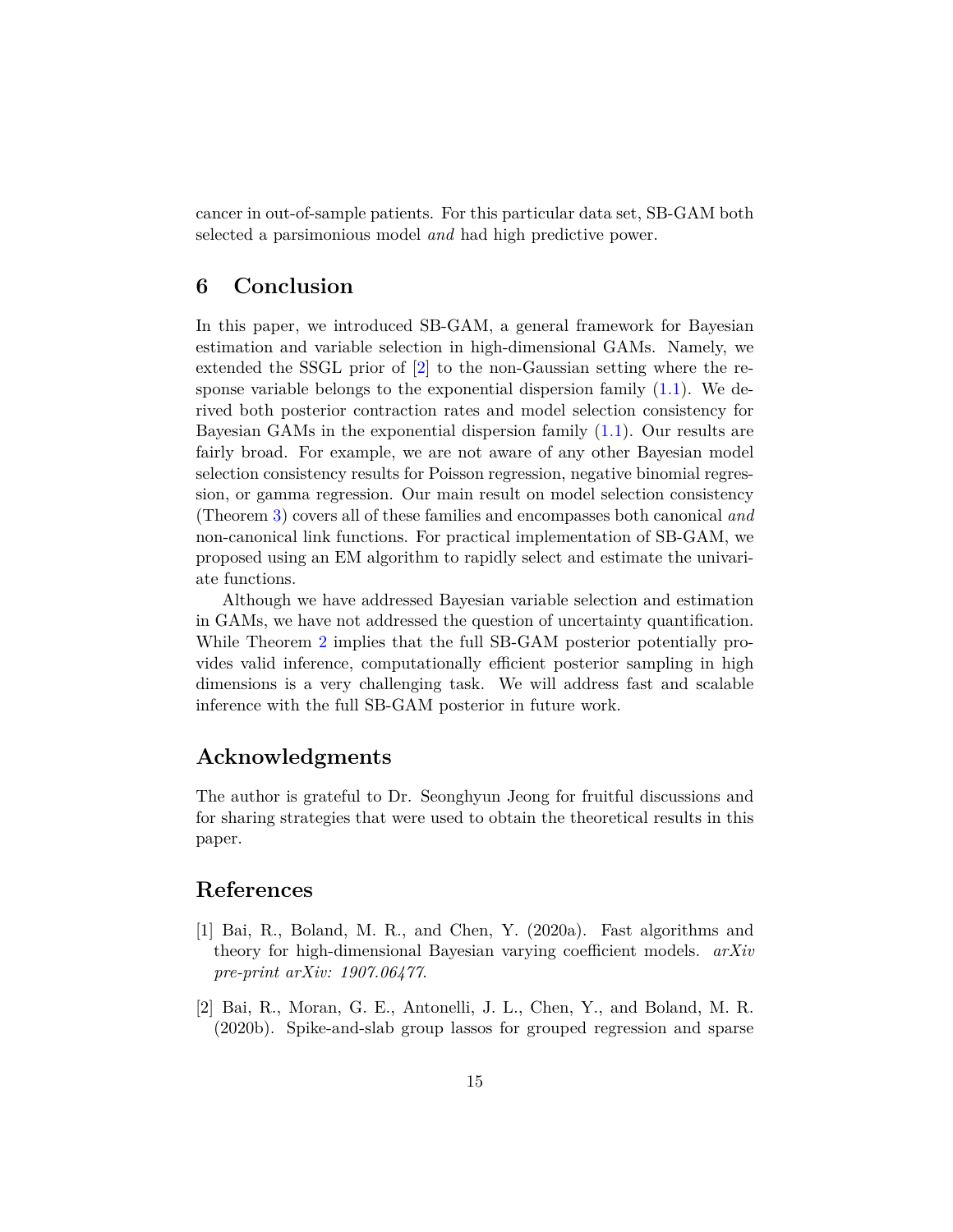cancer in out-of-sample patients. For this particular data set, SB-GAM both selected a parsimonious model *and* had high predictive power.

## 6 Conclusion

In this paper, we introduced SB-GAM, a general framework for Bayesian estimation and variable selection in high-dimensional GAMs. Namely, we extended the SSGL prior of [2] to the non-Gaussian setting where the response variable belongs to the exponential dispersion family (1.1). We derived both posterior contraction rates and model selection consistency for Bayesian GAMs in the exponential dispersion family (1.1). Our results are fairly broad. For example, we are not aware of any other Bayesian model selection consistency results for Poisson regression, negative binomial regression, or gamma regression. Our main result on model selection consistency (Theorem 3) covers all of these families and encompasses both canonical *and* non-canonical link functions. For practical implementation of SB-GAM, we proposed using an EM algorithm to rapidly select and estimate the univariate functions.

Although we have addressed Bayesian variable selection and estimation in GAMs, we have not addressed the question of uncertainty quantification. While Theorem 2 implies that the full SB-GAM posterior potentially provides valid inference, computationally efficient posterior sampling in high dimensions is a very challenging task. We will address fast and scalable inference with the full SB-GAM posterior in future work.

## Acknowledgments

The author is grateful to Dr. Seonghyun Jeong for fruitful discussions and for sharing strategies that were used to obtain the theoretical results in this paper.

## References

[1] Bai, R., Boland, M. R., and Chen, Y. (2020a). Fast algorithms and theory for high-dimensional Bayesian varying coefficient models. *arXiv pre-print arXiv: 1907.06477*.

[2] Bai, R., Moran, G. E., Antonelli, J. L., Chen, Y., and Boland, M. R. (2020b). Spike-and-slab group lassos for grouped regression and sparse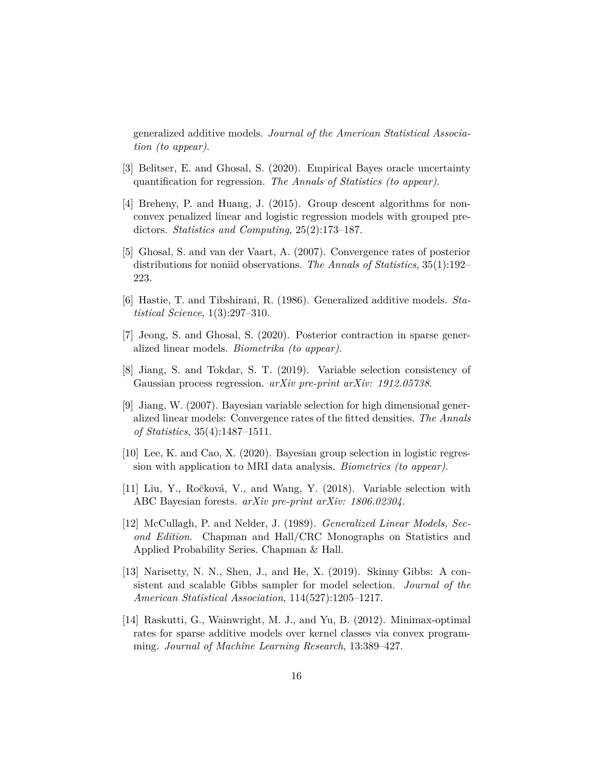generalized additive models. *Journal of the American Statistical Association (to appear)*.

[3] Belitser, E. and Ghosal, S. (2020). Empirical Bayes oracle uncertainty quantification for regression. *The Annals of Statistics (to appear)*.

[4] Breheny, P. and Huang, J. (2015). Group descent algorithms for nonconvex penalized linear and logistic regression models with grouped predictors. *Statistics and Computing*, 25(2):173–187.

[5] Ghosal, S. and van der Vaart, A. (2007). Convergence rates of posterior distributions for noniid observations. *The Annals of Statistics*, 35(1):192–223.

[6] Hastie, T. and Tibshirani, R. (1986). Generalized additive models. *Statistical Science*, 1(3):297–310.

[7] Jeong, S. and Ghosal, S. (2020). Posterior contraction in sparse generalized linear models. *Biometrika (to appear)*.

[8] Jiang, S. and Tokdar, S. T. (2019). Variable selection consistency of Gaussian process regression. *arXiv pre-print arXiv: 1912.05738*.

[9] Jiang, W. (2007). Bayesian variable selection for high dimensional generalized linear models: Convergence rates of the fitted densities. *The Annals of Statistics*, 35(4):1487–1511.

[10] Lee, K. and Cao, X. (2020). Bayesian group selection in logistic regression with application to MRI data analysis. *Biometrics (to appear)*.

[11] Liu, Y., Ročková, V., and Wang, Y. (2018). Variable selection with ABC Bayesian forests. *arXiv pre-print arXiv: 1806.02304*.

[12] McCullagh, P. and Nelder, J. (1989). *Generalized Linear Models, Second Edition*. Chapman and Hall/CRC Monographs on Statistics and Applied Probability Series. Chapman & Hall.

[13] Narisetty, N. N., Shen, J., and He, X. (2019). Skinny Gibbs: A consistent and scalable Gibbs sampler for model selection. *Journal of the American Statistical Association*, 114(527):1205–1217.

[14] Raskutti, G., Wainwright, M. J., and Yu, B. (2012). Minimax-optimal rates for sparse additive models over kernel classes via convex programming. *Journal of Machine Learning Research*, 13:389–427.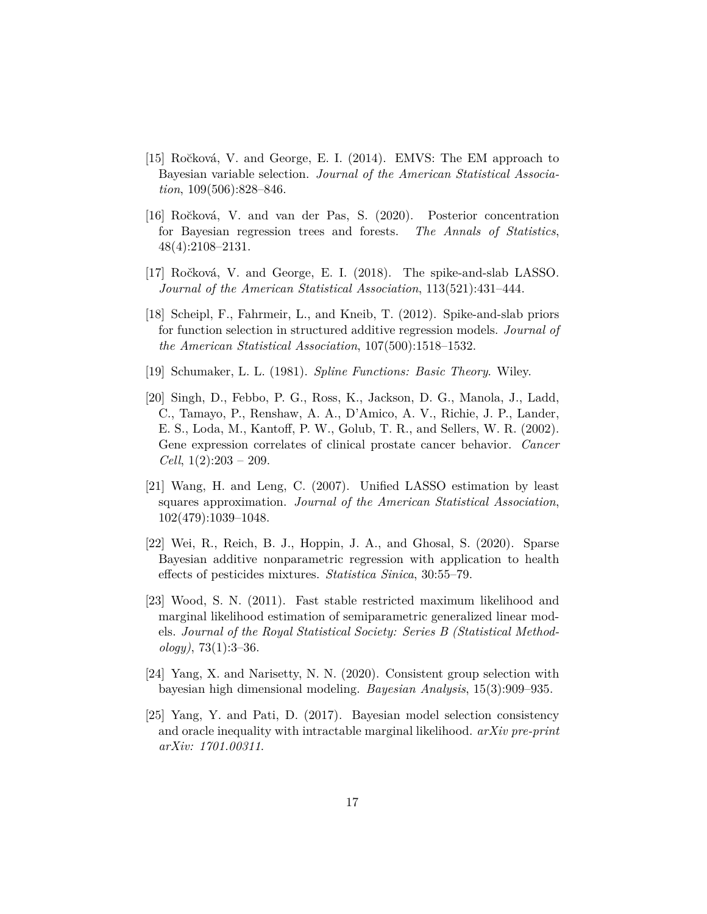[15] Ročková, V. and George, E. I. (2014). EMVS: The EM approach to Bayesian variable selection. *Journal of the American Statistical Association*, 109(506):828–846.

[16] Ročková, V. and van der Pas, S. (2020). Posterior concentration for Bayesian regression trees and forests. *The Annals of Statistics*, 48(4):2108–2131.

[17] Ročková, V. and George, E. I. (2018). The spike-and-slab LASSO. *Journal of the American Statistical Association*, 113(521):431–444.

[18] Scheipl, F., Fahrmeir, L., and Kneib, T. (2012). Spike-and-slab priors for function selection in structured additive regression models. *Journal of the American Statistical Association*, 107(500):1518–1532.

[19] Schumaker, L. L. (1981). *Spline Functions: Basic Theory*. Wiley.

[20] Singh, D., Febbo, P. G., Ross, K., Jackson, D. G., Manola, J., Ladd, C., Tamayo, P., Renshaw, A. A., D'Amico, A. V., Richie, J. P., Lander, E. S., Loda, M., Kantoff, P. W., Golub, T. R., and Sellers, W. R. (2002). Gene expression correlates of clinical prostate cancer behavior. *Cancer Cell*, 1(2):203 – 209.

[21] Wang, H. and Leng, C. (2007). Unified LASSO estimation by least squares approximation. *Journal of the American Statistical Association*, 102(479):1039–1048.

[22] Wei, R., Reich, B. J., Hoppin, J. A., and Ghosal, S. (2020). Sparse Bayesian additive nonparametric regression with application to health effects of pesticides mixtures. *Statistica Sinica*, 30:55–79.

[23] Wood, S. N. (2011). Fast stable restricted maximum likelihood and marginal likelihood estimation of semiparametric generalized linear models. *Journal of the Royal Statistical Society: Series B (Statistical Methodology)*, 73(1):3–36.

[24] Yang, X. and Narisetty, N. N. (2020). Consistent group selection with bayesian high dimensional modeling. *Bayesian Analysis*, 15(3):909–935.

[25] Yang, Y. and Pati, D. (2017). Bayesian model selection consistency and oracle inequality with intractable marginal likelihood. *arXiv pre-print arXiv: 1701.00311.*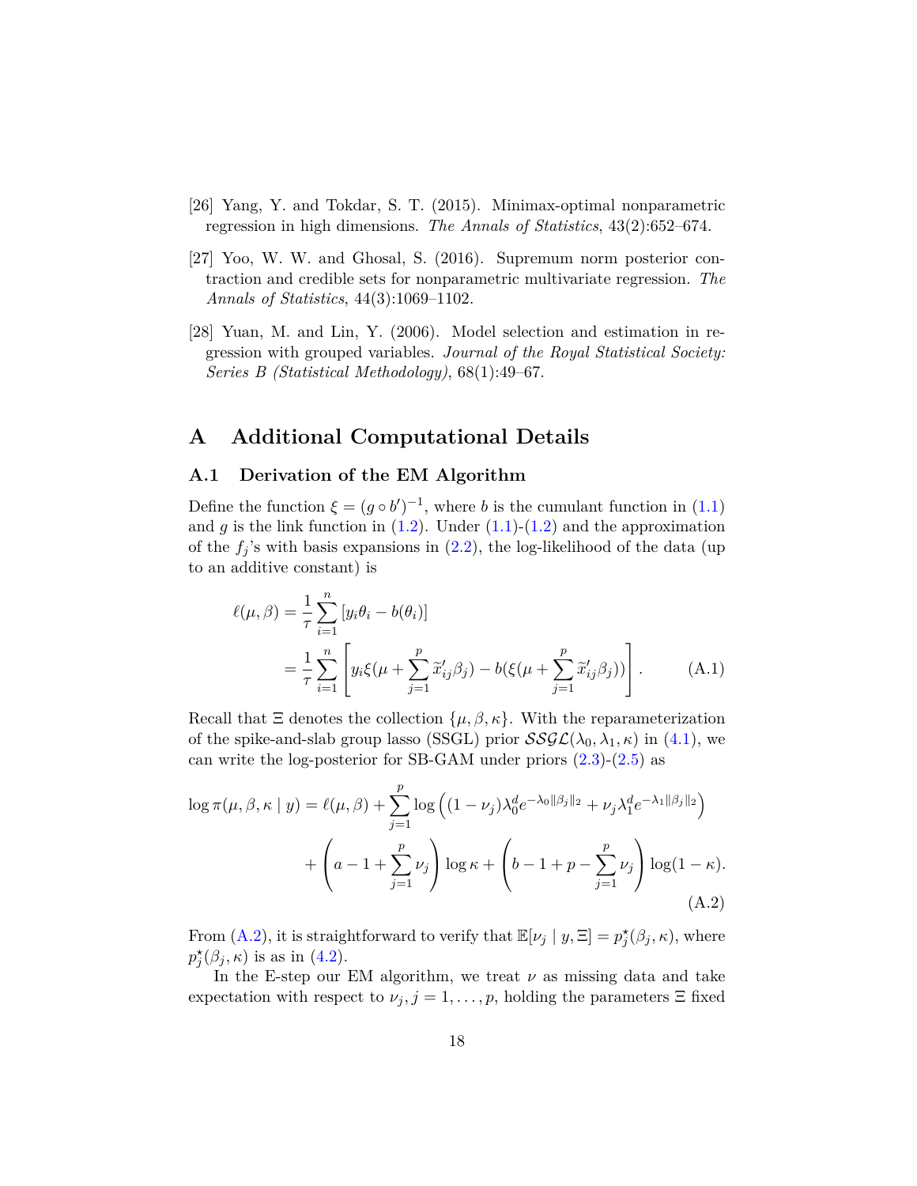[26] Yang, Y. and Tokdar, S. T. (2015). Minimax-optimal nonparametric regression in high dimensions. *The Annals of Statistics*, 43(2):652–674.

[27] Yoo, W. W. and Ghosal, S. (2016). Supremum norm posterior contraction and credible sets for nonparametric multivariate regression. *The Annals of Statistics*, 44(3):1069–1102.

[28] Yuan, M. and Lin, Y. (2006). Model selection and estimation in regression with grouped variables. *Journal of the Royal Statistical Society: Series B (Statistical Methodology)*, 68(1):49–67.

# A Additional Computational Details

## A.1 Derivation of the EM Algorithm

Define the function $\xi = (g \circ b')^{-1}$, where $b$ is the cumulant function in (1.1) and $g$ is the link function in (1.2). Under (1.1)-(1.2) and the approximation of the $f_j$'s with basis expansions in (2.2), the log-likelihood of the data (up to an additive constant) is

$$
\begin{aligned}
\ell(\mu, \beta) &= \frac{1}{\tau} \sum_{i=1}^{n} \left[ y_i \theta_i - b(\theta_i) \right] \\
&= \frac{1}{\tau} \sum_{i=1}^{n} \left[ y_i \xi(\mu + \sum_{j=1}^{p} \widetilde{x}_{ij}' \beta_j) - b(\xi(\mu + \sum_{j=1}^{p} \widetilde{x}_{ij}' \beta_j)) \right]. \qquad \text{(A.1)}
\end{aligned}
$$

Recall that $\Xi$ denotes the collection $\{\mu, \beta, \kappa\}$. With the reparameterization of the spike-and-slab group lasso (SSGL) prior $\mathcal{SSGL}(\lambda_0, \lambda_1, \kappa)$ in (4.1), we can write the log-posterior for SB-GAM under priors (2.3)-(2.5) as

$$
\begin{aligned}
\log \pi(\mu, \beta, \kappa \mid y) = \ell(\mu, \beta) &+ \sum_{j=1}^{p} \log \left( (1 - \nu_j) \lambda_0^d e^{-\lambda_0 \|\beta_j\|_2} + \nu_j \lambda_1^d e^{-\lambda_1 \|\beta_j\|_2} \right) \\
&+ \left( a - 1 + \sum_{j=1}^{p} \nu_j \right) \log \kappa + \left( b - 1 + p - \sum_{j=1}^{p} \nu_j \right) \log(1 - \kappa). \qquad \text{(A.2)}
\end{aligned}
$$

From (A.2), it is straightforward to verify that $\mathbb{E}[\nu_j \mid y, \Xi] = p_j^\star(\beta_j, \kappa)$, where $p_j^\star(\beta_j, \kappa)$ is as in (4.2).

In the E-step our EM algorithm, we treat $\nu$ as missing data and take expectation with respect to $\nu_j, j = 1, \ldots, p$, holding the parameters $\Xi$ fixed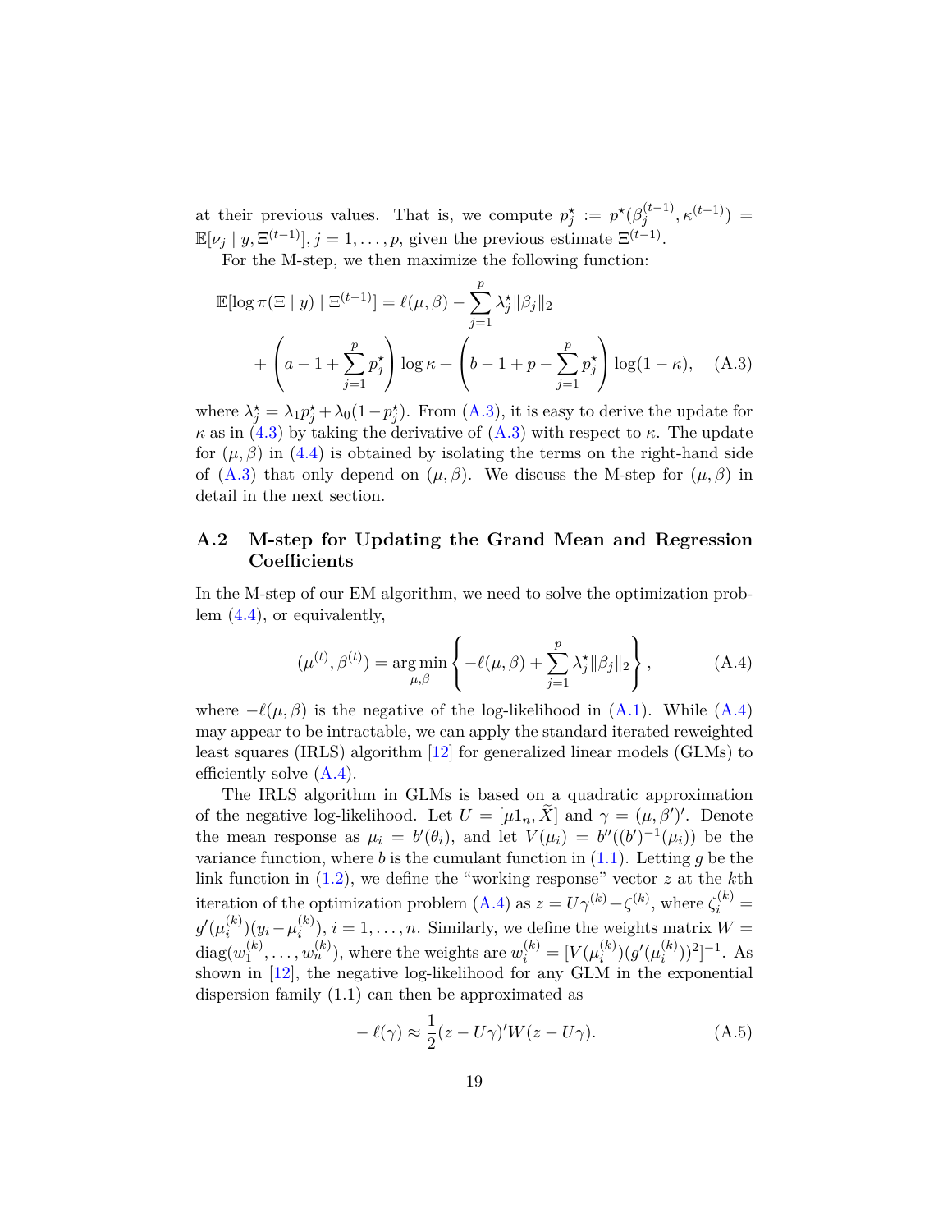at their previous values. That is, we compute $p_j^\star := p^\star(\beta_j^{(t-1)}, \kappa^{(t-1)}) = \mathbb{E}[\nu_j \mid y, \Xi^{(t-1)}]$, $j = 1, \ldots, p$, given the previous estimate $\Xi^{(t-1)}$.

For the M-step, we then maximize the following function:

$$
\begin{aligned}
\mathbb{E}[\log \pi(\Xi \mid y) \mid \Xi^{(t-1)}] &= \ell(\mu, \beta) - \sum_{j=1}^{p} \lambda_j^\star \|\beta_j\|_2 \\
&+ \left( a - 1 + \sum_{j=1}^{p} p_j^\star \right) \log \kappa + \left( b - 1 + p - \sum_{j=1}^{p} p_j^\star \right) \log(1 - \kappa), \quad \text{(A.3)}
\end{aligned}
$$

where $\lambda_j^\star = \lambda_1 p_j^\star + \lambda_0(1 - p_j^\star)$. From (A.3), it is easy to derive the update for $\kappa$ as in (4.3) by taking the derivative of (A.3) with respect to $\kappa$. The update for $(\mu, \beta)$ in (4.4) is obtained by isolating the terms on the right-hand side of (A.3) that only depend on $(\mu, \beta)$. We discuss the M-step for $(\mu, \beta)$ in detail in the next section.

## A.2 M-step for Updating the Grand Mean and Regression Coefficients

In the M-step of our EM algorithm, we need to solve the optimization problem (4.4), or equivalently,

$$
(\mu^{(t)}, \beta^{(t)}) = \arg\min_{\mu, \beta} \left\{ -\ell(\mu, \beta) + \sum_{j=1}^{p} \lambda_j^\star \|\beta_j\|_2 \right\}, \quad \text{(A.4)}
$$

where $-\ell(\mu, \beta)$ is the negative of the log-likelihood in (A.1). While (A.4) may appear to be intractable, we can apply the standard iterated reweighted least squares (IRLS) algorithm [12] for generalized linear models (GLMs) to efficiently solve (A.4).

The IRLS algorithm in GLMs is based on a quadratic approximation of the negative log-likelihood. Let $U = [\mu 1_n, \widetilde{X}]$ and $\gamma = (\mu, \beta')'$. Denote the mean response as $\mu_i = b'(\theta_i)$, and let $V(\mu_i) = b''((b')^{-1}(\mu_i))$ be the variance function, where $b$ is the cumulant function in (1.1). Letting $g$ be the link function in (1.2), we define the "working response" vector $z$ at the $k$th iteration of the optimization problem (A.4) as $z = U\gamma^{(k)} + \zeta^{(k)}$, where $\zeta_i^{(k)} = g'(\mu_i^{(k)})(y_i - \mu_i^{(k)})$, $i = 1, \ldots, n$. Similarly, we define the weights matrix $W = \text{diag}(w_1^{(k)}, \ldots, w_n^{(k)})$, where the weights are $w_i^{(k)} = [V(\mu_i^{(k)})(g'(\mu_i^{(k)}))^2]^{-1}$. As shown in [12], the negative log-likelihood for any GLM in the exponential dispersion family (1.1) can then be approximated as

$$
-\ell(\gamma) \approx \frac{1}{2}(z - U\gamma)'W(z - U\gamma). \quad \text{(A.5)}
$$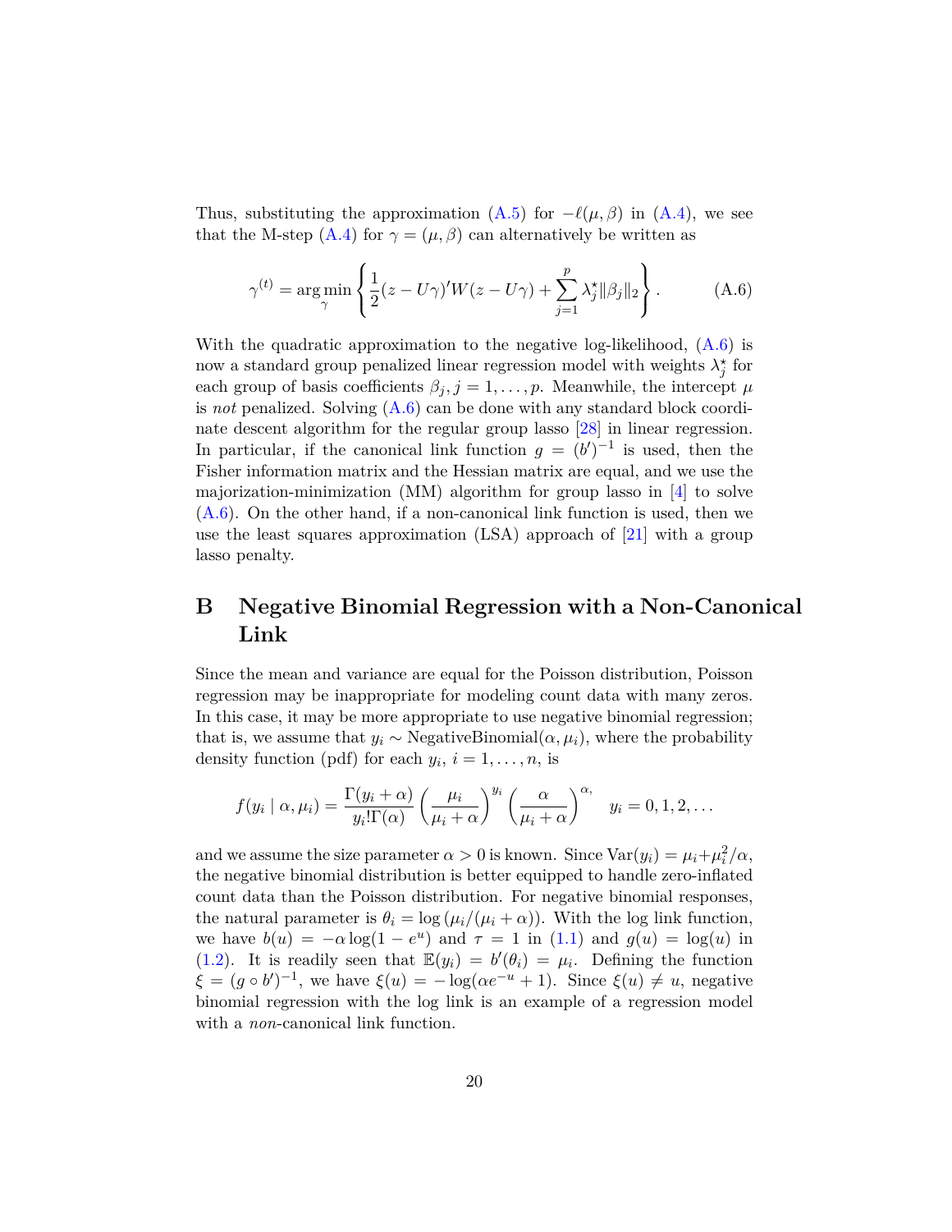Thus, substituting the approximation (A.5) for $-\ell(\mu, \beta)$ in (A.4), we see that the M-step (A.4) for $\gamma = (\mu, \beta)$ can alternatively be written as

$$
\gamma^{(t)} = \arg\min_{\gamma} \left\{ \frac{1}{2}(z - U\gamma)' W (z - U\gamma) + \sum_{j=1}^{p} \lambda_j^{\star} \|\beta_j\|_2 \right\}. \tag{A.6}
$$

With the quadratic approximation to the negative log-likelihood, (A.6) is now a standard group penalized linear regression model with weights $\lambda_j^{\star}$ for each group of basis coefficients $\beta_j$, $j = 1, \ldots, p$. Meanwhile, the intercept $\mu$ is *not* penalized. Solving (A.6) can be done with any standard block coordinate descent algorithm for the regular group lasso [28] in linear regression. In particular, if the canonical link function $g = (b')^{-1}$ is used, then the Fisher information matrix and the Hessian matrix are equal, and we use the majorization-minimization (MM) algorithm for group lasso in [4] to solve (A.6). On the other hand, if a non-canonical link function is used, then we use the least squares approximation (LSA) approach of [21] with a group lasso penalty.

# B Negative Binomial Regression with a Non-Canonical Link

Since the mean and variance are equal for the Poisson distribution, Poisson regression may be inappropriate for modeling count data with many zeros. In this case, it may be more appropriate to use negative binomial regression; that is, we assume that $y_i \sim \text{NegativeBinomial}(\alpha, \mu_i)$, where the probability density function (pdf) for each $y_i$, $i = 1, \ldots, n$, is

$$
f(y_i \mid \alpha, \mu_i) = \frac{\Gamma(y_i + \alpha)}{y_i! \Gamma(\alpha)} \left( \frac{\mu_i}{\mu_i + \alpha} \right)^{y_i} \left( \frac{\alpha}{\mu_i + \alpha} \right)^{\alpha}, \quad y_i = 0, 1, 2, \ldots
$$

and we assume the size parameter $\alpha > 0$ is known. Since $\text{Var}(y_i) = \mu_i + \mu_i^2/\alpha$, the negative binomial distribution is better equipped to handle zero-inflated count data than the Poisson distribution. For negative binomial responses, the natural parameter is $\theta_i = \log\left(\mu_i/(\mu_i + \alpha)\right)$. With the log link function, we have $b(u) = -\alpha \log(1 - e^u)$ and $\tau = 1$ in (1.1) and $g(u) = \log(u)$ in (1.2). It is readily seen that $\mathbb{E}(y_i) = b'(\theta_i) = \mu_i$. Defining the function $\xi = (g \circ b')^{-1}$, we have $\xi(u) = -\log(\alpha e^{-u} + 1)$. Since $\xi(u) \neq u$, negative binomial regression with the log link is an example of a regression model with a *non*-canonical link function.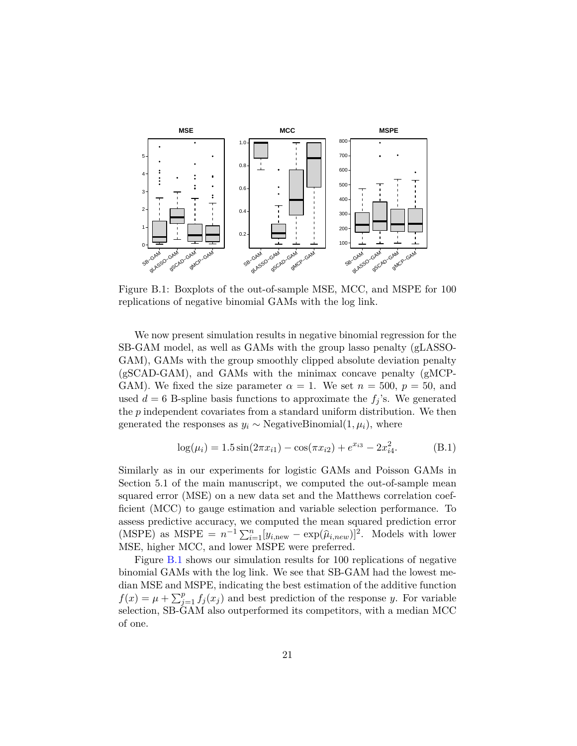Figure B.1: Boxplots of the out-of-sample MSE, MCC, and MSPE for 100 replications of negative binomial GAMs with the log link.

We now present simulation results in negative binomial regression for the SB-GAM model, as well as GAMs with the group lasso penalty (gLASSO-GAM), GAMs with the group smoothly clipped absolute deviation penalty (gSCAD-GAM), and GAMs with the minimax concave penalty (gMCP-GAM). We fixed the size parameter $\alpha = 1$. We set $n = 500$, $p = 50$, and used $d = 6$ B-spline basis functions to approximate the $f_j$'s. We generated the $p$ independent covariates from a standard uniform distribution. We then generated the responses as $y_i \sim \text{NegativeBinomial}(1, \mu_i)$, where

$$\log(\mu_i) = 1.5 \sin(2\pi x_{i1}) - \cos(\pi x_{i2}) + e^{x_{i3}} - 2x_{i4}^2. \tag{B.1}$$

Similarly as in our experiments for logistic GAMs and Poisson GAMs in Section 5.1 of the main manuscript, we computed the out-of-sample mean squared error (MSE) on a new data set and the Matthews correlation coefficient (MCC) to gauge estimation and variable selection performance. To assess predictive accuracy, we computed the mean squared prediction error (MSPE) as $\text{MSPE} = n^{-1} \sum_{i=1}^{n} [y_{i,\text{new}} - \exp(\widehat{\mu}_{i,new})]^2$. Models with lower MSE, higher MCC, and lower MSPE were preferred.

Figure B.1 shows our simulation results for 100 replications of negative binomial GAMs with the log link. We see that SB-GAM had the lowest median MSE and MSPE, indicating the best estimation of the additive function $f(x) = \mu + \sum_{j=1}^{p} f_j(x_j)$ and best prediction of the response $y$. For variable selection, SB-GAM also outperformed its competitors, with a median MCC of one.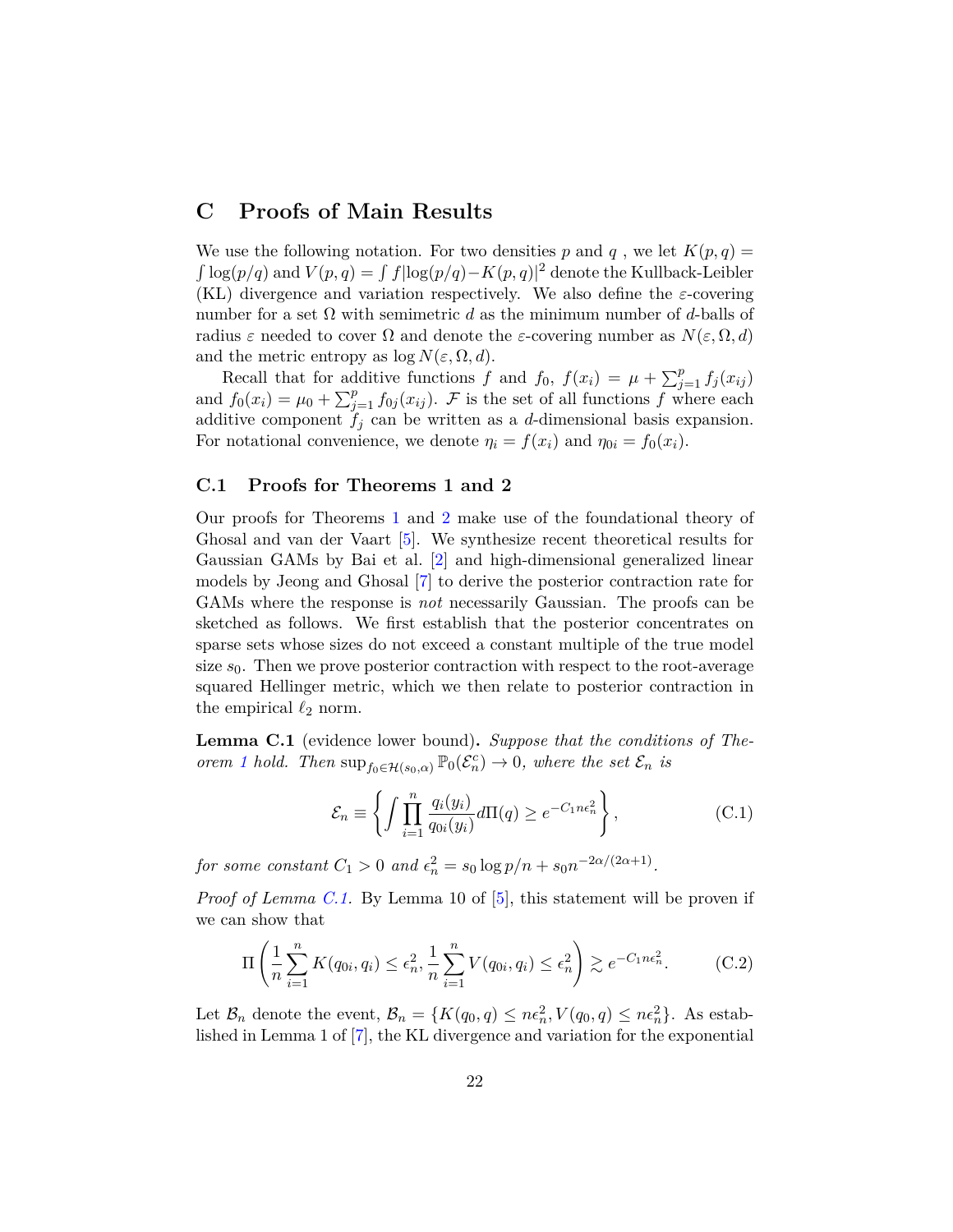# C Proofs of Main Results

We use the following notation. For two densities $p$ and $q$ , we let $K(p,q) = \int \log(p/q)$ and $V(p,q) = \int f|\log(p/q) - K(p,q)|^2$ denote the Kullback-Leibler (KL) divergence and variation respectively. We also define the $\varepsilon$-covering number for a set $\Omega$ with semimetric $d$ as the minimum number of $d$-balls of radius $\varepsilon$ needed to cover $\Omega$ and denote the $\varepsilon$-covering number as $N(\varepsilon, \Omega, d)$ and the metric entropy as $\log N(\varepsilon, \Omega, d)$.

Recall that for additive functions $f$ and $f_0$, $f(x_i) = \mu + \sum_{j=1}^{p} f_j(x_{ij})$ and $f_0(x_i) = \mu_0 + \sum_{j=1}^{p} f_{0j}(x_{ij})$. $\mathcal{F}$ is the set of all functions $f$ where each additive component $f_j$ can be written as a $d$-dimensional basis expansion. For notational convenience, we denote $\eta_i = f(x_i)$ and $\eta_{0i} = f_0(x_i)$.

## C.1 Proofs for Theorems 1 and 2

Our proofs for Theorems 1 and 2 make use of the foundational theory of Ghosal and van der Vaart [5]. We synthesize recent theoretical results for Gaussian GAMs by Bai et al. [2] and high-dimensional generalized linear models by Jeong and Ghosal [7] to derive the posterior contraction rate for GAMs where the response is *not* necessarily Gaussian. The proofs can be sketched as follows. We first establish that the posterior concentrates on sparse sets whose sizes do not exceed a constant multiple of the true model size $s_0$. Then we prove posterior contraction with respect to the root-average squared Hellinger metric, which we then relate to posterior contraction in the empirical $\ell_2$ norm.

**Lemma C.1** (evidence lower bound)**.** *Suppose that the conditions of Theorem 1 hold. Then* $\sup_{f_0 \in \mathcal{H}(s_0,\alpha)} \mathbb{P}_0(\mathcal{E}_n^c) \to 0$*, where the set* $\mathcal{E}_n$ *is*

$$\mathcal{E}_n \equiv \left\{ \int \prod_{i=1}^{n} \frac{q_i(y_i)}{q_{0i}(y_i)} d\Pi(q) \geq e^{-C_1 n\epsilon_n^2} \right\}, \tag{C.1}$$

*for some constant* $C_1 > 0$ *and* $\epsilon_n^2 = s_0 \log p/n + s_0 n^{-2\alpha/(2\alpha+1)}$.

*Proof of Lemma C.1.* By Lemma 10 of [5], this statement will be proven if we can show that

$$\Pi\left( \frac{1}{n}\sum_{i=1}^{n} K(q_{0i}, q_i) \leq \epsilon_n^2, \frac{1}{n}\sum_{i=1}^{n} V(q_{0i}, q_i) \leq \epsilon_n^2 \right) \gtrsim e^{-C_1 n\epsilon_n^2}. \tag{C.2}$$

Let $\mathcal{B}_n$ denote the event, $\mathcal{B}_n = \{K(q_0, q) \leq n\epsilon_n^2, V(q_0, q) \leq n\epsilon_n^2\}$. As established in Lemma 1 of [7], the KL divergence and variation for the exponential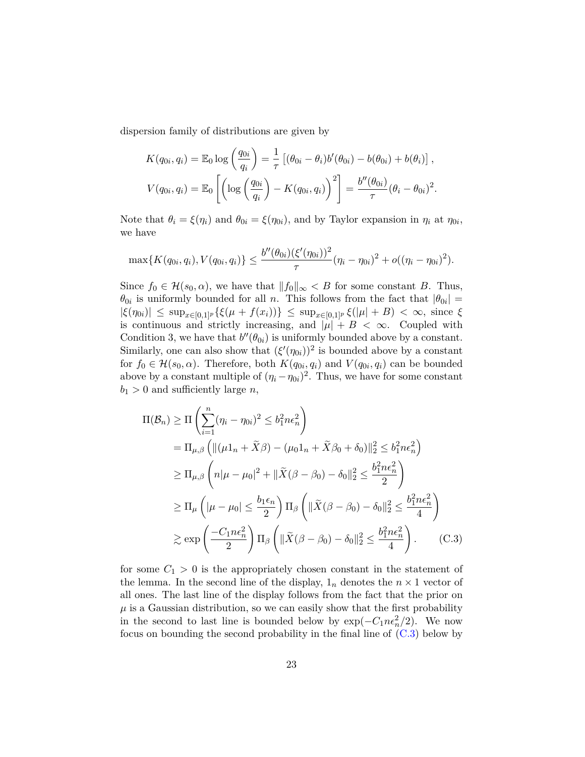dispersion family of distributions are given by

$$
K(q_{0i}, q_i) = \mathbb{E}_0 \log\left(\frac{q_{0i}}{q_i}\right) = \frac{1}{\tau}\left[(\theta_{0i} - \theta_i) b'(\theta_{0i}) - b(\theta_{0i}) + b(\theta_i)\right],
$$

$$
V(q_{0i}, q_i) = \mathbb{E}_0 \left[\left(\log\left(\frac{q_{0i}}{q_i}\right) - K(q_{0i}, q_i)\right)^2\right] = \frac{b''(\theta_{0i})}{\tau}(\theta_i - \theta_{0i})^2.
$$

Note that $\theta_i = \xi(\eta_i)$ and $\theta_{0i} = \xi(\eta_{0i})$, and by Taylor expansion in $\eta_i$ at $\eta_{0i}$, we have

$$
\max\{K(q_{0i}, q_i), V(q_{0i}, q_i)\} \leq \frac{b''(\theta_{0i})(\xi'(\eta_{0i}))^2}{\tau}(\eta_i - \eta_{0i})^2 + o((\eta_i - \eta_{0i})^2).
$$

Since $f_0 \in \mathcal{H}(s_0, \alpha)$, we have that $\|f_0\|_\infty < B$ for some constant $B$. Thus, $\theta_{0i}$ is uniformly bounded for all $n$. This follows from the fact that $|\theta_{0i}| = |\xi(\eta_{0i})| \leq \sup_{x \in [0,1]^p}\{\xi(\mu + f(x_i))\} \leq \sup_{x \in [0,1]^p} \xi(|\mu| + B) < \infty$, since $\xi$ is continuous and strictly increasing, and $|\mu| + B < \infty$. Coupled with Condition 3, we have that $b''(\theta_{0i})$ is uniformly bounded above by a constant. Similarly, one can also show that $(\xi'(\eta_{0i}))^2$ is bounded above by a constant for $f_0 \in \mathcal{H}(s_0, \alpha)$. Therefore, both $K(q_{0i}, q_i)$ and $V(q_{0i}, q_i)$ can be bounded above by a constant multiple of $(\eta_i - \eta_{0i})^2$. Thus, we have for some constant $b_1 > 0$ and sufficiently large $n$,

$$
\begin{aligned}
\Pi(\mathcal{B}_n) &\geq \Pi\left(\sum_{i=1}^n (\eta_i - \eta_{0i})^2 \leq b_1^2 n \epsilon_n^2\right) \\
&= \Pi_{\mu,\beta}\left(\|(\mu 1_n + \widetilde{X}\beta) - (\mu_0 1_n + \widetilde{X}\beta_0 + \delta_0)\|_2^2 \leq b_1^2 n \epsilon_n^2\right) \\
&\geq \Pi_{\mu,\beta}\left(n|\mu - \mu_0|^2 + \|\widetilde{X}(\beta - \beta_0) - \delta_0\|_2^2 \leq \frac{b_1^2 n \epsilon_n^2}{2}\right) \\
&\geq \Pi_\mu\left(|\mu - \mu_0| \leq \frac{b_1 \epsilon_n}{2}\right) \Pi_\beta\left(\|\widetilde{X}(\beta - \beta_0) - \delta_0\|_2^2 \leq \frac{b_1^2 n \epsilon_n^2}{4}\right) \\
&\gtrsim \exp\left(\frac{-C_1 n \epsilon_n^2}{2}\right) \Pi_\beta\left(\|\widetilde{X}(\beta - \beta_0) - \delta_0\|_2^2 \leq \frac{b_1^2 n \epsilon_n^2}{4}\right). \qquad \text{(C.3)}
\end{aligned}
$$

for some $C_1 > 0$ is the appropriately chosen constant in the statement of the lemma. In the second line of the display, $1_n$ denotes the $n \times 1$ vector of all ones. The last line of the display follows from the fact that the prior on $\mu$ is a Gaussian distribution, so we can easily show that the first probability in the second to last line is bounded below by $\exp(-C_1 n \epsilon_n^2/2)$. We now focus on bounding the second probability in the final line of (C.3) below by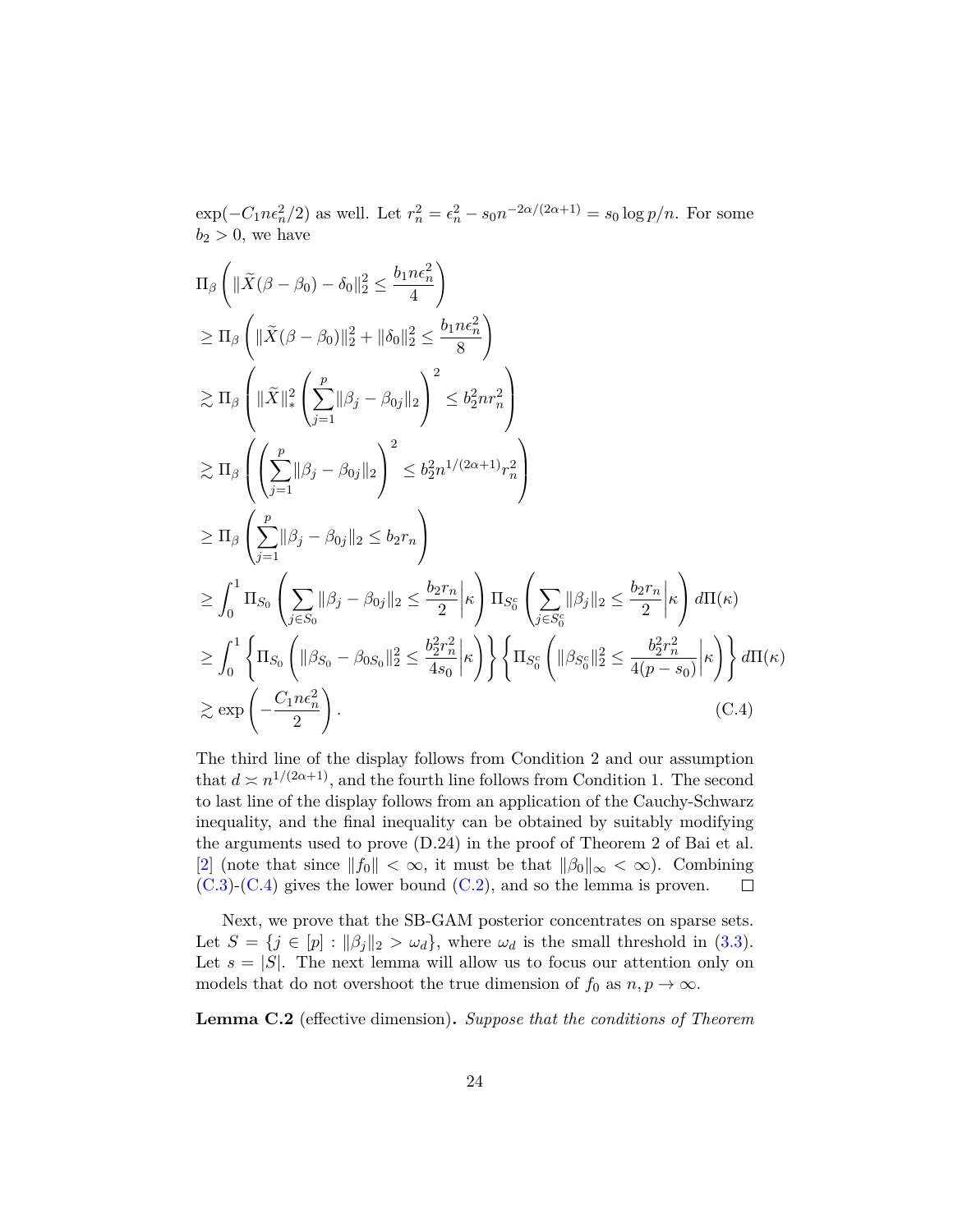$\exp(-C_1 n\epsilon_n^2/2)$ as well. Let $r_n^2 = \epsilon_n^2 - s_0 n^{-2\alpha/(2\alpha+1)} = s_0 \log p/n$. For some $b_2 > 0$, we have

$$
\begin{aligned}
&\Pi_\beta\left(\|\widetilde{X}(\beta-\beta_0)-\delta_0\|_2^2 \le \frac{b_1 n\epsilon_n^2}{4}\right) \\
&\ge \Pi_\beta\left(\|\widetilde{X}(\beta-\beta_0)\|_2^2 + \|\delta_0\|_2^2 \le \frac{b_1 n\epsilon_n^2}{8}\right) \\
&\gtrsim \Pi_\beta\left(\|\widetilde{X}\|_*^2 \left(\sum_{j=1}^p \|\beta_j - \beta_{0j}\|_2\right)^2 \le b_2^2 n r_n^2\right) \\
&\gtrsim \Pi_\beta\left(\left(\sum_{j=1}^p \|\beta_j - \beta_{0j}\|_2\right)^2 \le b_2^2 n^{1/(2\alpha+1)} r_n^2\right) \\
&\ge \Pi_\beta\left(\sum_{j=1}^p \|\beta_j - \beta_{0j}\|_2 \le b_2 r_n\right) \\
&\ge \int_0^1 \Pi_{S_0}\left(\sum_{j\in S_0}\|\beta_j-\beta_{0j}\|_2 \le \frac{b_2 r_n}{2}\middle|\kappa\right)\Pi_{S_0^c}\left(\sum_{j\in S_0^c}\|\beta_j\|_2 \le \frac{b_2 r_n}{2}\middle|\kappa\right) d\Pi(\kappa) \\
&\ge \int_0^1 \left\{\Pi_{S_0}\left(\|\beta_{S_0}-\beta_{0S_0}\|_2^2 \le \frac{b_2^2 r_n^2}{4s_0}\middle|\kappa\right)\right\}\left\{\Pi_{S_0^c}\left(\|\beta_{S_0^c}\|_2^2 \le \frac{b_2^2 r_n^2}{4(p-s_0)}\middle|\kappa\right)\right\} d\Pi(\kappa) \\
&\gtrsim \exp\left(-\frac{C_1 n\epsilon_n^2}{2}\right).
\end{aligned}
\tag{C.4}
$$

The third line of the display follows from Condition 2 and our assumption that $d \asymp n^{1/(2\alpha+1)}$, and the fourth line follows from Condition 1. The second to last line of the display follows from an application of the Cauchy-Schwarz inequality, and the final inequality can be obtained by suitably modifying the arguments used to prove (D.24) in the proof of Theorem 2 of Bai et al. [2] (note that since $\|f_0\| < \infty$, it must be that $\|\beta_0\|_\infty < \infty$). Combining (C.3)-(C.4) gives the lower bound (C.2), and so the lemma is proven. $\square$

Next, we prove that the SB-GAM posterior concentrates on sparse sets. Let $S = \{j \in [p] : \|\beta_j\|_2 > \omega_d\}$, where $\omega_d$ is the small threshold in (3.3). Let $s = |S|$. The next lemma will allow us to focus our attention only on models that do not overshoot the true dimension of $f_0$ as $n, p \to \infty$.

**Lemma C.2** (effective dimension)**.** *Suppose that the conditions of Theorem*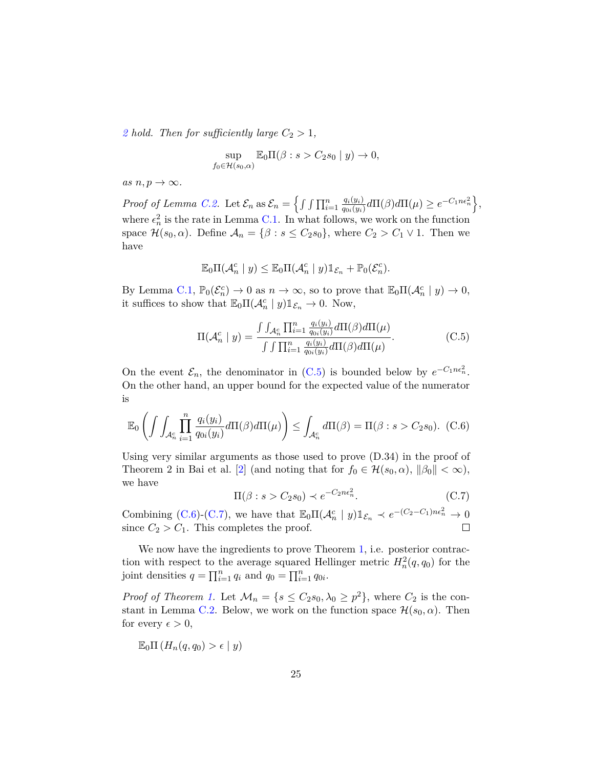*2 hold. Then for sufficiently large $C_2 > 1$,*

$$\sup_{f_0 \in \mathcal{H}(s_0,\alpha)} \mathbb{E}_0 \Pi(\beta : s > C_2 s_0 \mid y) \to 0,$$

*as $n, p \to \infty$.*

*Proof of Lemma C.2.* Let $\mathcal{E}_n$ as $\mathcal{E}_n = \left\{ \int \int \prod_{i=1}^n \frac{q_i(y_i)}{q_{0i}(y_i)} d\Pi(\beta) d\Pi(\mu) \geq e^{-C_1 n \epsilon_n^2} \right\}$, where $\epsilon_n^2$ is the rate in Lemma C.1. In what follows, we work on the function space $\mathcal{H}(s_0, \alpha)$. Define $\mathcal{A}_n = \{\beta : s \leq C_2 s_0\}$, where $C_2 > C_1 \vee 1$. Then we have

$$\mathbb{E}_0 \Pi(\mathcal{A}_n^c \mid y) \leq \mathbb{E}_0 \Pi(\mathcal{A}_n^c \mid y) \mathbb{1}_{\mathcal{E}_n} + \mathbb{P}_0(\mathcal{E}_n^c).$$

By Lemma C.1, $\mathbb{P}_0(\mathcal{E}_n^c) \to 0$ as $n \to \infty$, so to prove that $\mathbb{E}_0 \Pi(\mathcal{A}_n^c \mid y) \to 0$, it suffices to show that $\mathbb{E}_0 \Pi(\mathcal{A}_n^c \mid y) \mathbb{1}_{\mathcal{E}_n} \to 0$. Now,

$$\Pi(\mathcal{A}_n^c \mid y) = \frac{\int \int_{\mathcal{A}_n^c} \prod_{i=1}^n \frac{q_i(y_i)}{q_{0i}(y_i)} d\Pi(\beta) d\Pi(\mu)}{\int \int \prod_{i=1}^n \frac{q_i(y_i)}{q_{0i}(y_i)} d\Pi(\beta) d\Pi(\mu)}. \tag{C.5}$$

On the event $\mathcal{E}_n$, the denominator in (C.5) is bounded below by $e^{-C_1 n \epsilon_n^2}$. On the other hand, an upper bound for the expected value of the numerator is

$$\mathbb{E}_0 \left( \int \int_{\mathcal{A}_n^c} \prod_{i=1}^n \frac{q_i(y_i)}{q_{0i}(y_i)} d\Pi(\beta) d\Pi(\mu) \right) \leq \int_{\mathcal{A}_n^c} d\Pi(\beta) = \Pi(\beta : s > C_2 s_0). \tag{C.6}$$

Using very similar arguments as those used to prove (D.34) in the proof of Theorem 2 in Bai et al. [2] (and noting that for $f_0 \in \mathcal{H}(s_0, \alpha)$, $\|\beta_0\| < \infty$), we have

$$\Pi(\beta : s > C_2 s_0) \prec e^{-C_2 n \epsilon_n^2}. \tag{C.7}$$

Combining (C.6)-(C.7), we have that $\mathbb{E}_0 \Pi(\mathcal{A}_n^c \mid y) \mathbb{1}_{\mathcal{E}_n} \prec e^{-(C_2 - C_1) n \epsilon_n^2} \to 0$ since $C_2 > C_1$. This completes the proof. ∎

We now have the ingredients to prove Theorem 1, i.e. posterior contraction with respect to the average squared Hellinger metric $H_n^2(q, q_0)$ for the joint densities $q = \prod_{i=1}^n q_i$ and $q_0 = \prod_{i=1}^n q_{0i}$.

*Proof of Theorem 1.* Let $\mathcal{M}_n = \{s \leq C_2 s_0, \lambda_0 \geq p^2\}$, where $C_2$ is the constant in Lemma C.2. Below, we work on the function space $\mathcal{H}(s_0, \alpha)$. Then for every $\epsilon > 0$,

$$\mathbb{E}_0 \Pi \left( H_n(q, q_0) > \epsilon \mid y \right)$$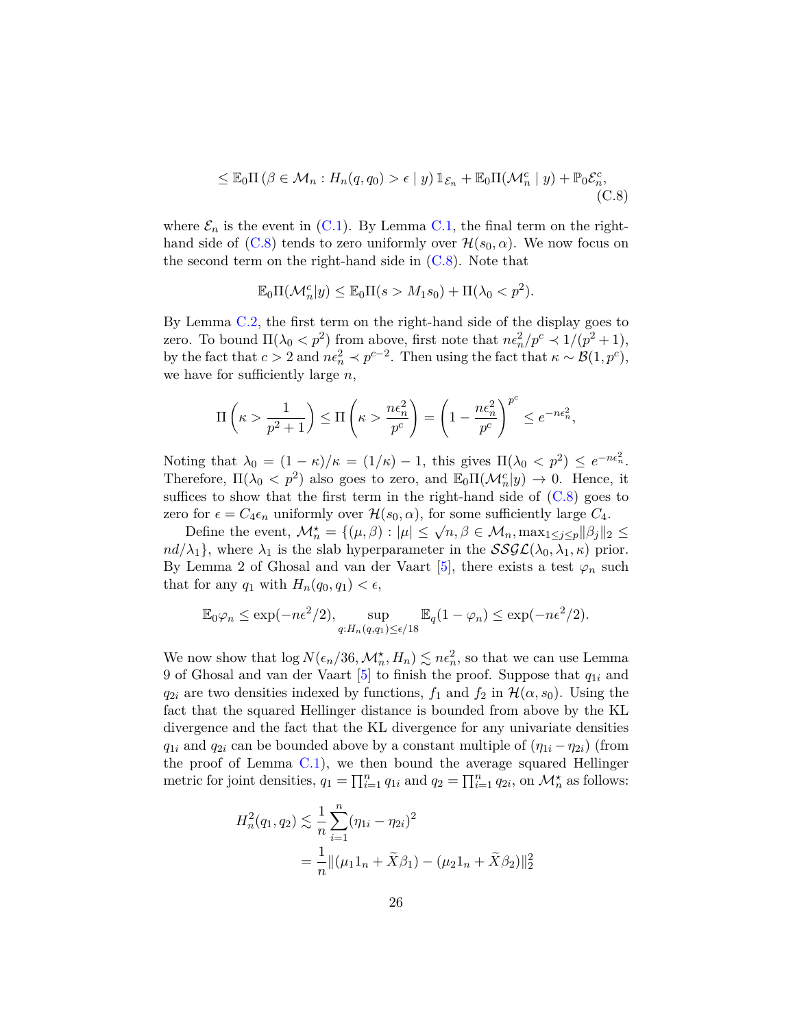$$\leq \mathbb{E}_0 \Pi \left( \beta \in \mathcal{M}_n : H_n(q, q_0) > \epsilon \mid y \right) \mathbb{1}_{\mathcal{E}_n} + \mathbb{E}_0 \Pi(\mathcal{M}_n^c \mid y) + \mathbb{P}_0 \mathcal{E}_n^c, \tag{C.8}$$

where $\mathcal{E}_n$ is the event in (C.1). By Lemma C.1, the final term on the right-hand side of (C.8) tends to zero uniformly over $\mathcal{H}(s_0, \alpha)$. We now focus on the second term on the right-hand side in (C.8). Note that

$$\mathbb{E}_0 \Pi(\mathcal{M}_n^c | y) \leq \mathbb{E}_0 \Pi(s > M_1 s_0) + \Pi(\lambda_0 < p^2).$$

By Lemma C.2, the first term on the right-hand side of the display goes to zero. To bound $\Pi(\lambda_0 < p^2)$ from above, first note that $n\epsilon_n^2/p^c \prec 1/(p^2+1)$, by the fact that $c > 2$ and $n\epsilon_n^2 \prec p^{c-2}$. Then using the fact that $\kappa \sim \mathcal{B}(1, p^c)$, we have for sufficiently large $n$,

$$\Pi\left(\kappa > \frac{1}{p^2+1}\right) \leq \Pi\left(\kappa > \frac{n\epsilon_n^2}{p^c}\right) = \left(1 - \frac{n\epsilon_n^2}{p^c}\right)^{p^c} \leq e^{-n\epsilon_n^2},$$

Noting that $\lambda_0 = (1-\kappa)/\kappa = (1/\kappa) - 1$, this gives $\Pi(\lambda_0 < p^2) \leq e^{-n\epsilon_n^2}$. Therefore, $\Pi(\lambda_0 < p^2)$ also goes to zero, and $\mathbb{E}_0 \Pi(\mathcal{M}_n^c | y) \to 0$. Hence, it suffices to show that the first term in the right-hand side of (C.8) goes to zero for $\epsilon = C_4 \epsilon_n$ uniformly over $\mathcal{H}(s_0, \alpha)$, for some sufficiently large $C_4$.

Define the event, $\mathcal{M}_n^\star = \{(\mu, \beta) : |\mu| \leq \sqrt{n}, \beta \in \mathcal{M}_n, \max_{1 \leq j \leq p} \|\beta_j\|_2 \leq nd/\lambda_1\}$, where $\lambda_1$ is the slab hyperparameter in the $\mathcal{SSGL}(\lambda_0, \lambda_1, \kappa)$ prior. By Lemma 2 of Ghosal and van der Vaart [5], there exists a test $\varphi_n$ such that for any $q_1$ with $H_n(q_0, q_1) < \epsilon$,

$$\mathbb{E}_0 \varphi_n \leq \exp(-n\epsilon^2/2), \sup_{q: H_n(q, q_1) \leq \epsilon/18} \mathbb{E}_q(1 - \varphi_n) \leq \exp(-n\epsilon^2/2).$$

We now show that $\log N(\epsilon_n/36, \mathcal{M}_n^\star, H_n) \lesssim n\epsilon_n^2$, so that we can use Lemma 9 of Ghosal and van der Vaart [5] to finish the proof. Suppose that $q_{1i}$ and $q_{2i}$ are two densities indexed by functions, $f_1$ and $f_2$ in $\mathcal{H}(\alpha, s_0)$. Using the fact that the squared Hellinger distance is bounded from above by the KL divergence and the fact that the KL divergence for any univariate densities $q_{1i}$ and $q_{2i}$ can be bounded above by a constant multiple of $(\eta_{1i} - \eta_{2i})$ (from the proof of Lemma C.1), we then bound the average squared Hellinger metric for joint densities, $q_1 = \prod_{i=1}^n q_{1i}$ and $q_2 = \prod_{i=1}^n q_{2i}$, on $\mathcal{M}_n^\star$ as follows:

$$\begin{aligned}
H_n^2(q_1, q_2) &\lesssim \frac{1}{n} \sum_{i=1}^n (\eta_{1i} - \eta_{2i})^2 \\
&= \frac{1}{n} \|(\mu_1 1_n + \widetilde{X}\beta_1) - (\mu_2 1_n + \widetilde{X}\beta_2)\|_2^2
\end{aligned}$$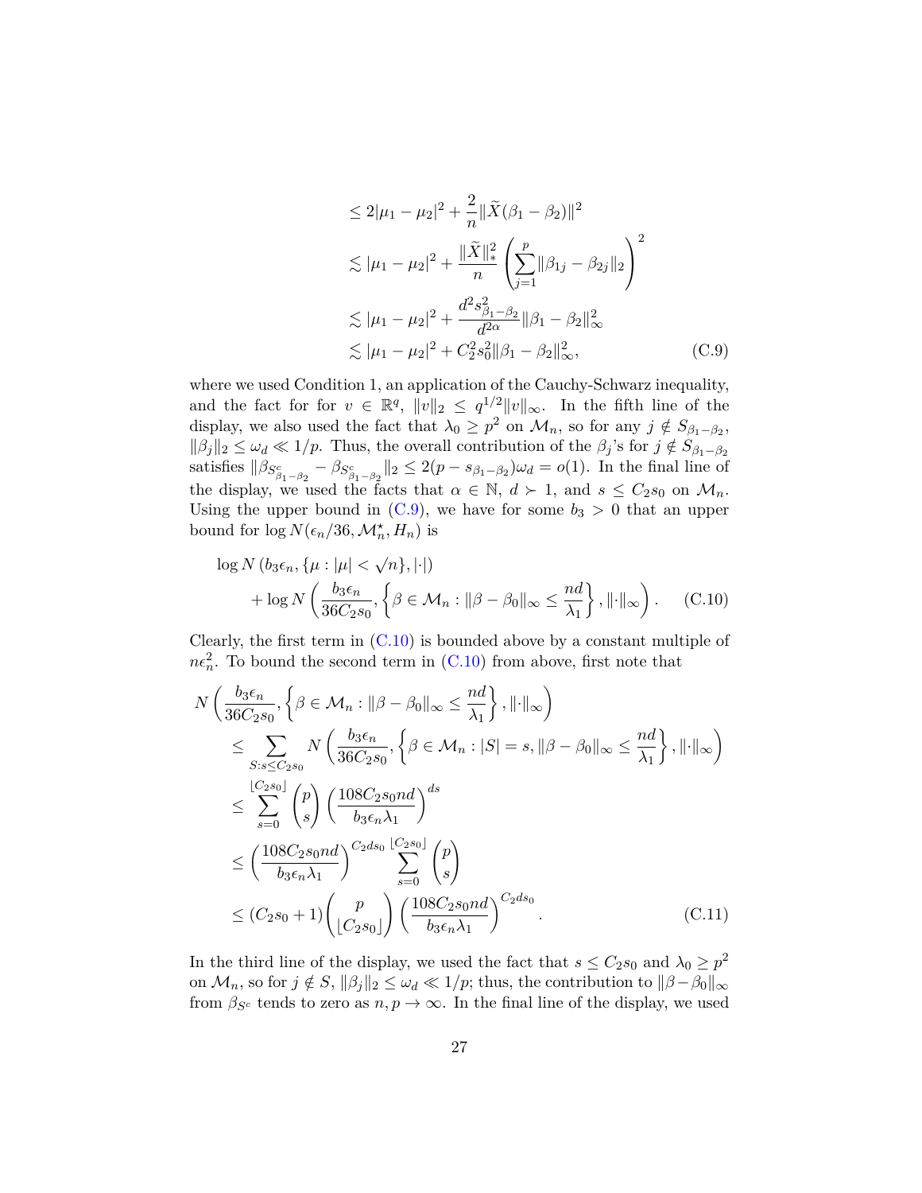$$
\begin{aligned}
&\leq 2|\mu_1 - \mu_2|^2 + \frac{2}{n}\|\widetilde{X}(\beta_1 - \beta_2)\|^2 \\
&\lesssim |\mu_1 - \mu_2|^2 + \frac{\|\widetilde{X}\|_*^2}{n}\left(\sum_{j=1}^{p}\|\beta_{1j} - \beta_{2j}\|_2\right)^2 \\
&\lesssim |\mu_1 - \mu_2|^2 + \frac{d^2 s_{\beta_1-\beta_2}^2}{d^{2\alpha}}\|\beta_1 - \beta_2\|_\infty^2 \\
&\lesssim |\mu_1 - \mu_2|^2 + C_2^2 s_0^2 \|\beta_1 - \beta_2\|_\infty^2, \qquad \text{(C.9)}
\end{aligned}
$$

where we used Condition 1, an application of the Cauchy-Schwarz inequality, and the fact for for $v \in \mathbb{R}^q$, $\|v\|_2 \leq q^{1/2}\|v\|_\infty$. In the fifth line of the display, we also used the fact that $\lambda_0 \geq p^2$ on $\mathcal{M}_n$, so for any $j \notin S_{\beta_1-\beta_2}$, $\|\beta_j\|_2 \leq \omega_d \ll 1/p$. Thus, the overall contribution of the $\beta_j$'s for $j \notin S_{\beta_1-\beta_2}$ satisfies $\|\beta_{S^c_{\beta_1-\beta_2}} - \beta_{S^c_{\beta_1-\beta_2}}\|_2 \leq 2(p - s_{\beta_1-\beta_2})\omega_d = o(1)$. In the final line of the display, we used the facts that $\alpha \in \mathbb{N}$, $d \succ 1$, and $s \leq C_2 s_0$ on $\mathcal{M}_n$. Using the upper bound in (C.9), we have for some $b_3 > 0$ that an upper bound for $\log N(\epsilon_n/36, \mathcal{M}_n^\star, H_n)$ is

$$
\log N\left(b_3\epsilon_n, \{\mu : |\mu| < \sqrt{n}\}, |\cdot|\right) + \log N\left(\frac{b_3\epsilon_n}{36C_2 s_0}, \left\{\beta \in \mathcal{M}_n : \|\beta - \beta_0\|_\infty \leq \frac{nd}{\lambda_1}\right\}, \|\cdot\|_\infty\right). \qquad \text{(C.10)}
$$

Clearly, the first term in (C.10) is bounded above by a constant multiple of $n\epsilon_n^2$. To bound the second term in (C.10) from above, first note that

$$
\begin{aligned}
&N\left(\frac{b_3\epsilon_n}{36C_2 s_0}, \left\{\beta \in \mathcal{M}_n : \|\beta - \beta_0\|_\infty \leq \frac{nd}{\lambda_1}\right\}, \|\cdot\|_\infty\right) \\
&\quad \leq \sum_{S: s \leq C_2 s_0} N\left(\frac{b_3\epsilon_n}{36C_2 s_0}, \left\{\beta \in \mathcal{M}_n : |S| = s, \|\beta - \beta_0\|_\infty \leq \frac{nd}{\lambda_1}\right\}, \|\cdot\|_\infty\right) \\
&\quad \leq \sum_{s=0}^{\lfloor C_2 s_0 \rfloor} \binom{p}{s}\left(\frac{108 C_2 s_0 nd}{b_3\epsilon_n\lambda_1}\right)^{ds} \\
&\quad \leq \left(\frac{108 C_2 s_0 nd}{b_3\epsilon_n\lambda_1}\right)^{C_2 d s_0} \sum_{s=0}^{\lfloor C_2 s_0 \rfloor} \binom{p}{s} \\
&\quad \leq (C_2 s_0 + 1)\binom{p}{\lfloor C_2 s_0 \rfloor}\left(\frac{108 C_2 s_0 nd}{b_3\epsilon_n\lambda_1}\right)^{C_2 d s_0}. \qquad \text{(C.11)}
\end{aligned}
$$

In the third line of the display, we used the fact that $s \leq C_2 s_0$ and $\lambda_0 \geq p^2$ on $\mathcal{M}_n$, so for $j \notin S$, $\|\beta_j\|_2 \leq \omega_d \ll 1/p$; thus, the contribution to $\|\beta - \beta_0\|_\infty$ from $\beta_{S^c}$ tends to zero as $n, p \to \infty$. In the final line of the display, we used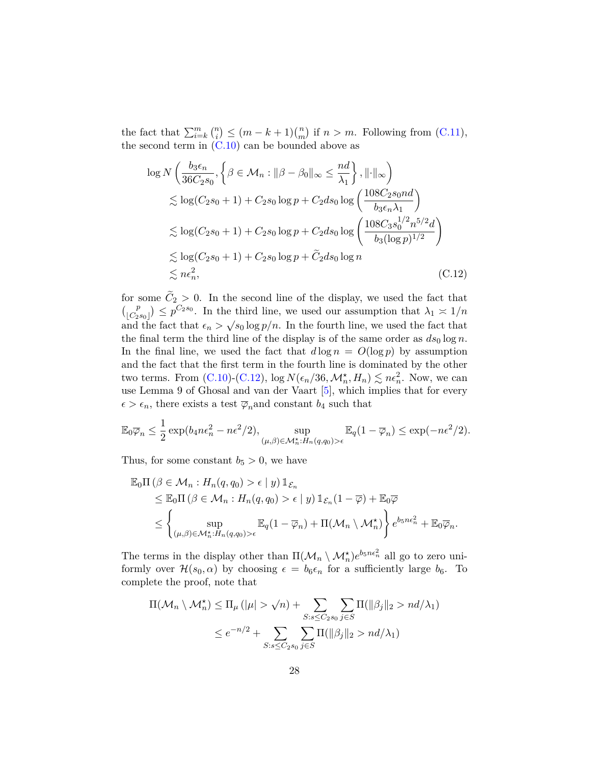the fact that $\sum_{i=k}^{m} \binom{n}{i} \le (m-k+1)\binom{n}{m}$ if $n > m$. Following from (C.11), the second term in (C.10) can be bounded above as

$$
\begin{aligned}
&\log N\left(\frac{b_3\epsilon_n}{36C_2 s_0}, \left\{\beta \in \mathcal{M}_n : \|\beta - \beta_0\|_\infty \le \frac{nd}{\lambda_1}\right\}, \|\cdot\|_\infty\right) \\
&\quad \lesssim \log(C_2 s_0 + 1) + C_2 s_0 \log p + C_2 d s_0 \log\left(\frac{108 C_2 s_0 n d}{b_3 \epsilon_n \lambda_1}\right) \\
&\quad \lesssim \log(C_2 s_0 + 1) + C_2 s_0 \log p + C_2 d s_0 \log\left(\frac{108 C_3 s_0^{1/2} n^{5/2} d}{b_3 (\log p)^{1/2}}\right) \\
&\quad \lesssim \log(C_2 s_0 + 1) + C_2 s_0 \log p + \widetilde{C}_2 d s_0 \log n \\
&\quad \lesssim n\epsilon_n^2,
\end{aligned} \tag{C.12}
$$

for some $\widetilde{C}_2 > 0$. In the second line of the display, we used the fact that $\binom{p}{\lfloor C_2 s_0 \rfloor} \le p^{C_2 s_0}$. In the third line, we used our assumption that $\lambda_1 \asymp 1/n$ and the fact that $\epsilon_n > \sqrt{s_0 \log p / n}$. In the fourth line, we used the fact that the final term the third line of the display is of the same order as $d s_0 \log n$. In the final line, we used the fact that $d \log n = O(\log p)$ by assumption and the fact that the first term in the fourth line is dominated by the other two terms. From (C.10)-(C.12), $\log N(\epsilon_n/36, \mathcal{M}_n^\star, H_n) \lesssim n\epsilon_n^2$. Now, we can use Lemma 9 of Ghosal and van der Vaart [5], which implies that for every $\epsilon > \epsilon_n$, there exists a test $\overline{\varphi}_n$and constant $b_4$ such that

$$
\mathbb{E}_0 \overline{\varphi}_n \le \frac{1}{2}\exp(b_4 n\epsilon_n^2 - n\epsilon^2/2), \quad \sup_{(\mu,\beta)\in\mathcal{M}_n^\star : H_n(q,q_0) > \epsilon} \mathbb{E}_q(1 - \overline{\varphi}_n) \le \exp(-n\epsilon^2/2).
$$

Thus, for some constant $b_5 > 0$, we have

$$
\begin{aligned}
&\mathbb{E}_0 \Pi\left(\beta \in \mathcal{M}_n : H_n(q,q_0) > \epsilon \mid y\right) \mathbb{1}_{\mathcal{E}_n} \\
&\quad \le \mathbb{E}_0 \Pi\left(\beta \in \mathcal{M}_n : H_n(q,q_0) > \epsilon \mid y\right) \mathbb{1}_{\mathcal{E}_n}(1 - \overline{\varphi}) + \mathbb{E}_0 \overline{\varphi} \\
&\quad \le \left\{ \sup_{(\mu,\beta)\in\mathcal{M}_n^\star : H_n(q,q_0) > \epsilon} \mathbb{E}_q(1 - \overline{\varphi}_n) + \Pi(\mathcal{M}_n \setminus \mathcal{M}_n^\star) \right\} e^{b_5 n \epsilon_n^2} + \mathbb{E}_0 \overline{\varphi}_n.
\end{aligned}
$$

The terms in the display other than $\Pi(\mathcal{M}_n \setminus \mathcal{M}_n^\star) e^{b_5 n \epsilon_n^2}$ all go to zero uniformly over $\mathcal{H}(s_0, \alpha)$ by choosing $\epsilon = b_6 \epsilon_n$ for a sufficiently large $b_6$. To complete the proof, note that

$$
\begin{aligned}
\Pi(\mathcal{M}_n \setminus \mathcal{M}_n^\star) &\le \Pi_\mu\left(|\mu| > \sqrt{n}\right) + \sum_{S : s \le C_2 s_0} \sum_{j\in S} \Pi(\|\beta_j\|_2 > nd/\lambda_1) \\
&\le e^{-n/2} + \sum_{S : s \le C_2 s_0} \sum_{j\in S} \Pi(\|\beta_j\|_2 > nd/\lambda_1)
\end{aligned}
$$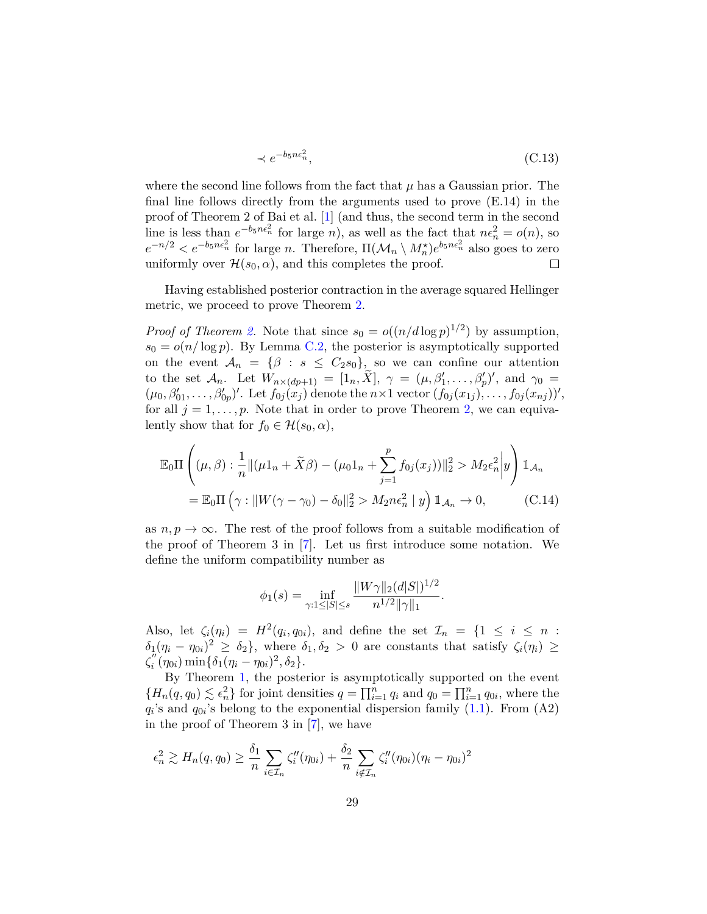$$\prec e^{-b_5 n\epsilon_n^2}, \tag{C.13}$$

where the second line follows from the fact that $\mu$ has a Gaussian prior. The final line follows directly from the arguments used to prove (E.14) in the proof of Theorem 2 of Bai et al. [1] (and thus, the second term in the second line is less than $e^{-b_5 n\epsilon_n^2}$ for large $n$), as well as the fact that $n\epsilon_n^2 = o(n)$, so $e^{-n/2} < e^{-b_5 n\epsilon_n^2}$ for large $n$. Therefore, $\Pi(\mathcal{M}_n \setminus M_n^{\star})e^{b_5 n\epsilon_n^2}$ also goes to zero uniformly over $\mathcal{H}(s_0, \alpha)$, and this completes the proof. ◻

Having established posterior contraction in the average squared Hellinger metric, we proceed to prove Theorem 2.

*Proof of Theorem 2.* Note that since $s_0 = o((n/d\log p)^{1/2})$ by assumption, $s_0 = o(n/\log p)$. By Lemma C.2, the posterior is asymptotically supported on the event $\mathcal{A}_n = \{\beta : s \leq C_2 s_0\}$, so we can confine our attention to the set $\mathcal{A}_n$. Let $W_{n\times(dp+1)} = [1_n, \widetilde{X}]$, $\gamma = (\mu, \beta_1', \dots, \beta_p')'$, and $\gamma_0 = (\mu_0, \beta_{01}', \dots, \beta_{0p}')'$. Let $f_{0j}(x_j)$ denote the $n\times 1$ vector $(f_{0j}(x_{1j}), \dots, f_{0j}(x_{nj}))'$, for all $j = 1, \dots, p$. Note that in order to prove Theorem 2, we can equivalently show that for $f_0 \in \mathcal{H}(s_0, \alpha)$,

$$\begin{aligned}
&\mathbb{E}_0\Pi\left((\mu,\beta) : \frac{1}{n}\|(\mu 1_n + \widetilde{X}\beta) - (\mu_0 1_n + \sum_{j=1}^{p} f_{0j}(x_j))\|_2^2 > M_2\epsilon_n^2 \middle| y\right)\mathbb{1}_{\mathcal{A}_n} \\
&\quad = \mathbb{E}_0\Pi\left(\gamma : \|W(\gamma - \gamma_0) - \delta_0\|_2^2 > M_2 n\epsilon_n^2 \mid y\right)\mathbb{1}_{\mathcal{A}_n} \to 0, \qquad \text{(C.14)}
\end{aligned}$$

as $n, p \to \infty$. The rest of the proof follows from a suitable modification of the proof of Theorem 3 in [7]. Let us first introduce some notation. We define the uniform compatibility number as

$$\phi_1(s) = \inf_{\gamma : 1 \leq |S| \leq s} \frac{\|W\gamma\|_2 (d|S|)^{1/2}}{n^{1/2}\|\gamma\|_1}.$$

Also, let $\zeta_i(\eta_i) = H^2(q_i, q_{0i})$, and define the set $\mathcal{I}_n = \{1 \leq i \leq n : \delta_1(\eta_i - \eta_{0i})^2 \geq \delta_2\}$, where $\delta_1, \delta_2 > 0$ are constants that satisfy $\zeta_i(\eta_i) \geq \zeta_i^{''}(\eta_{0i})\min\{\delta_1(\eta_i - \eta_{0i})^2, \delta_2\}$.

By Theorem 1, the posterior is asymptotically supported on the event $\{H_n(q, q_0) \lesssim \epsilon_n^2\}$ for joint densities $q = \prod_{i=1}^n q_i$ and $q_0 = \prod_{i=1}^n q_{0i}$, where the $q_i$'s and $q_{0i}$'s belong to the exponential dispersion family (1.1). From (A2) in the proof of Theorem 3 in [7], we have

$$\epsilon_n^2 \gtrsim H_n(q, q_0) \geq \frac{\delta_1}{n}\sum_{i\in\mathcal{I}_n}\zeta_i''(\eta_{0i}) + \frac{\delta_2}{n}\sum_{i\notin\mathcal{I}_n}\zeta_i''(\eta_{0i})(\eta_i - \eta_{0i})^2$$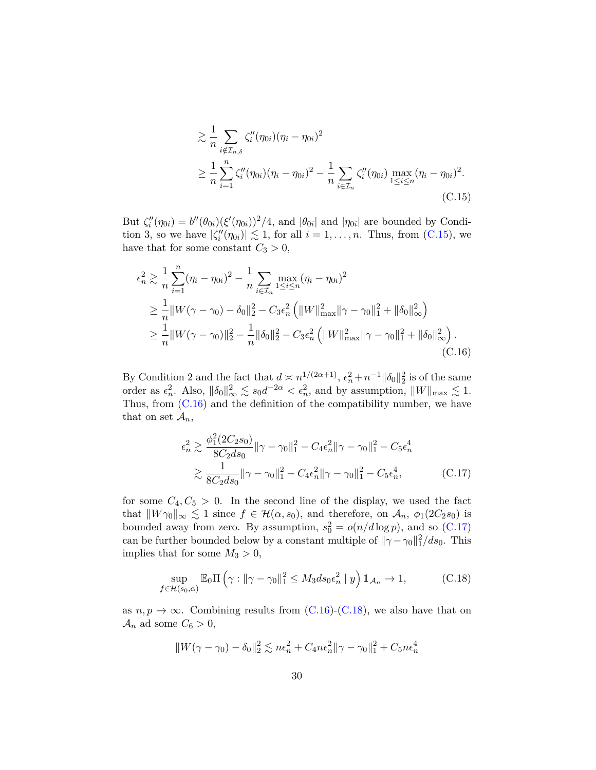$$
\begin{aligned}
&\gtrsim \frac{1}{n}\sum_{i\notin \mathcal{I}_{n,\delta}} \zeta_i''(\eta_{0i})(\eta_i-\eta_{0i})^2 \\
&\geq \frac{1}{n}\sum_{i=1}^{n} \zeta_i''(\eta_{0i})(\eta_i-\eta_{0i})^2 - \frac{1}{n}\sum_{i\in \mathcal{I}_n} \zeta_i''(\eta_{0i}) \max_{1\leq i\leq n}(\eta_i-\eta_{0i})^2.
\end{aligned} \tag{C.15}
$$

But $\zeta_i''(\eta_{0i}) = b''(\theta_{0i})(\xi'(\eta_{0i}))^2/4$, and $|\theta_{0i}|$ and $|\eta_{0i}|$ are bounded by Condition 3, so we have $|\zeta_i''(\eta_{0i})| \lesssim 1$, for all $i = 1,\ldots,n$. Thus, from (C.15), we have that for some constant $C_3 > 0$,

$$
\begin{aligned}
\epsilon_n^2 &\gtrsim \frac{1}{n}\sum_{i=1}^{n}(\eta_i-\eta_{0i})^2 - \frac{1}{n}\sum_{i\in \mathcal{I}_n} \max_{1\leq i\leq n}(\eta_i-\eta_{0i})^2 \\
&\geq \frac{1}{n}\|W(\gamma-\gamma_0)-\delta_0\|_2^2 - C_3\epsilon_n^2\left(\|W\|_{\max}^2\|\gamma-\gamma_0\|_1^2 + \|\delta_0\|_\infty^2\right) \\
&\geq \frac{1}{n}\|W(\gamma-\gamma_0)\|_2^2 - \frac{1}{n}\|\delta_0\|_2^2 - C_3\epsilon_n^2\left(\|W\|_{\max}^2\|\gamma-\gamma_0\|_1^2 + \|\delta_0\|_\infty^2\right).
\end{aligned} \tag{C.16}
$$

By Condition 2 and the fact that $d \asymp n^{1/(2\alpha+1)}$, $\epsilon_n^2 + n^{-1}\|\delta_0\|_2^2$ is of the same order as $\epsilon_n^2$. Also, $\|\delta_0\|_\infty^2 \lesssim s_0 d^{-2\alpha} < \epsilon_n^2$, and by assumption, $\|W\|_{\max} \lesssim 1$. Thus, from (C.16) and the definition of the compatibility number, we have that on set $\mathcal{A}_n$,

$$
\begin{aligned}
\epsilon_n^2 &\gtrsim \frac{\phi_1^2(2C_2s_0)}{8C_2ds_0}\|\gamma-\gamma_0\|_1^2 - C_4\epsilon_n^2\|\gamma-\gamma_0\|_1^2 - C_5\epsilon_n^4 \\
&\gtrsim \frac{1}{8C_2ds_0}\|\gamma-\gamma_0\|_1^2 - C_4\epsilon_n^2\|\gamma-\gamma_0\|_1^2 - C_5\epsilon_n^4,
\end{aligned} \tag{C.17}
$$

for some $C_4, C_5 > 0$. In the second line of the display, we used the fact that $\|W\gamma_0\|_\infty \lesssim 1$ since $f \in \mathcal{H}(\alpha, s_0)$, and therefore, on $\mathcal{A}_n$, $\phi_1(2C_2s_0)$ is bounded away from zero. By assumption, $s_0^2 = o(n/d\log p)$, and so (C.17) can be further bounded below by a constant multiple of $\|\gamma-\gamma_0\|_1^2/ds_0$. This implies that for some $M_3 > 0$,

$$
\sup_{f\in\mathcal{H}(s_0,\alpha)} \mathbb{E}_0\Pi\left(\gamma : \|\gamma-\gamma_0\|_1^2 \leq M_3ds_0\epsilon_n^2 \mid y\right)\mathbb{1}_{\mathcal{A}_n} \to 1, \tag{C.18}
$$

as $n, p \to \infty$. Combining results from (C.16)-(C.18), we also have that on $\mathcal{A}_n$ ad some $C_6 > 0$,

$$
\|W(\gamma-\gamma_0)-\delta_0\|_2^2 \lesssim n\epsilon_n^2 + C_4n\epsilon_n^2\|\gamma-\gamma_0\|_1^2 + C_5n\epsilon_n^4
$$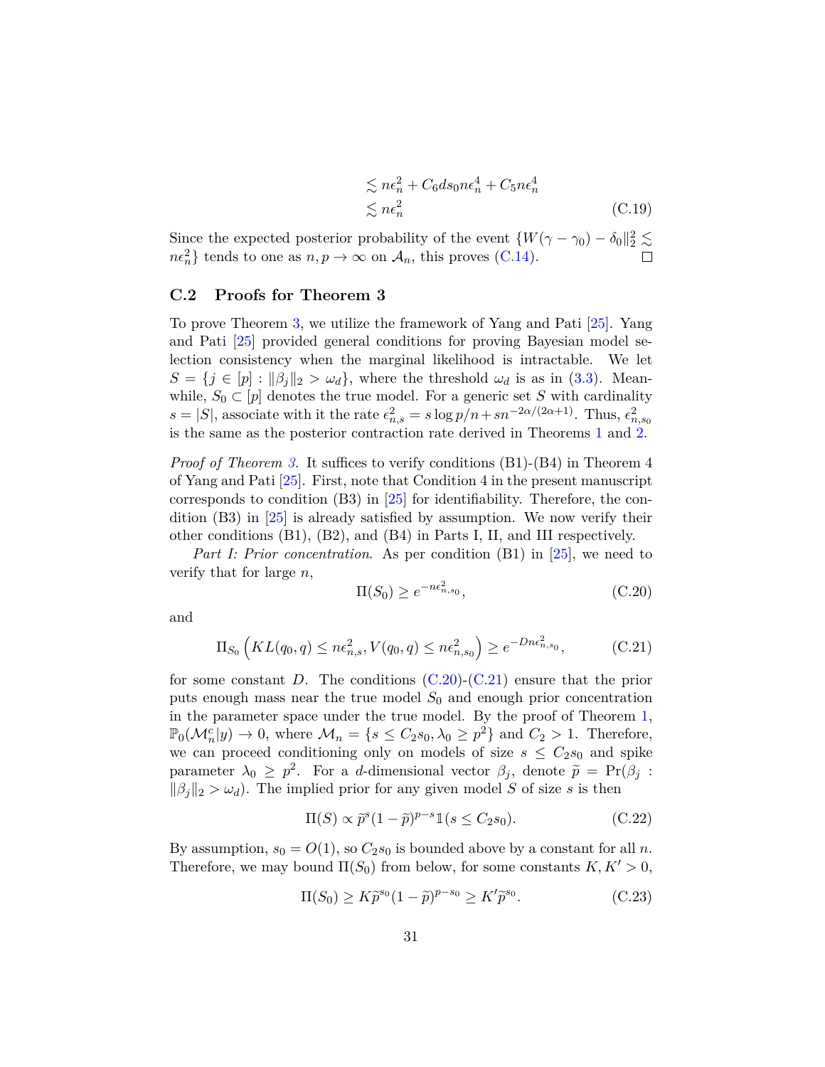$$
\begin{aligned}
&\lesssim n\epsilon_n^2 + C_6 d s_0 n\epsilon_n^4 + C_5 n\epsilon_n^4 \\
&\lesssim n\epsilon_n^2 \qquad \text{(C.19)}
\end{aligned}
$$

Since the expected posterior probability of the event $\{\|W(\gamma - \gamma_0) - \delta_0\|_2^2 \lesssim n\epsilon_n^2\}$ tends to one as $n, p \to \infty$ on $\mathcal{A}_n$, this proves (C.14). □

## C.2 Proofs for Theorem 3

To prove Theorem 3, we utilize the framework of Yang and Pati [25]. Yang and Pati [25] provided general conditions for proving Bayesian model selection consistency when the marginal likelihood is intractable. We let $S = \{j \in [p] : \|\beta_j\|_2 > \omega_d\}$, where the threshold $\omega_d$ is as in (3.3). Meanwhile, $S_0 \subset [p]$ denotes the true model. For a generic set $S$ with cardinality $s = |S|$, associate with it the rate $\epsilon_{n,s}^2 = s\log p/n + s n^{-2\alpha/(2\alpha+1)}$. Thus, $\epsilon_{n,s_0}^2$ is the same as the posterior contraction rate derived in Theorems 1 and 2.

*Proof of Theorem 3.* It suffices to verify conditions (B1)-(B4) in Theorem 4 of Yang and Pati [25]. First, note that Condition 4 in the present manuscript corresponds to condition (B3) in [25] for identifiability. Therefore, the condition (B3) in [25] is already satisfied by assumption. We now verify their other conditions (B1), (B2), and (B4) in Parts I, II, and III respectively.

*Part I: Prior concentration.* As per condition (B1) in [25], we need to verify that for large $n$,

$$
\Pi(S_0) \geq e^{-n\epsilon_{n,s_0}^2}, \qquad \text{(C.20)}
$$

and

$$
\Pi_{S_0}\left(KL(q_0, q) \leq n\epsilon_{n,s}^2, V(q_0, q) \leq n\epsilon_{n,s_0}^2\right) \geq e^{-Dn\epsilon_{n,s_0}^2}, \qquad \text{(C.21)}
$$

for some constant $D$. The conditions (C.20)-(C.21) ensure that the prior puts enough mass near the true model $S_0$ and enough prior concentration in the parameter space under the true model. By the proof of Theorem 1, $\mathbb{P}_0(\mathcal{M}_n^c|y) \to 0$, where $\mathcal{M}_n = \{s \leq C_2 s_0, \lambda_0 \geq p^2\}$ and $C_2 > 1$. Therefore, we can proceed conditioning only on models of size $s \leq C_2 s_0$ and spike parameter $\lambda_0 \geq p^2$. For a $d$-dimensional vector $\beta_j$, denote $\widetilde{p} = \Pr(\beta_j : \|\beta_j\|_2 > \omega_d)$. The implied prior for any given model $S$ of size $s$ is then

$$
\Pi(S) \propto \widetilde{p}^s (1-\widetilde{p})^{p-s} \mathbb{1}(s \leq C_2 s_0). \qquad \text{(C.22)}
$$

By assumption, $s_0 = O(1)$, so $C_2 s_0$ is bounded above by a constant for all $n$. Therefore, we may bound $\Pi(S_0)$ from below, for some constants $K, K' > 0$,

$$
\Pi(S_0) \geq K\widetilde{p}^{s_0}(1-\widetilde{p})^{p-s_0} \geq K'\widetilde{p}^{s_0}. \qquad \text{(C.23)}
$$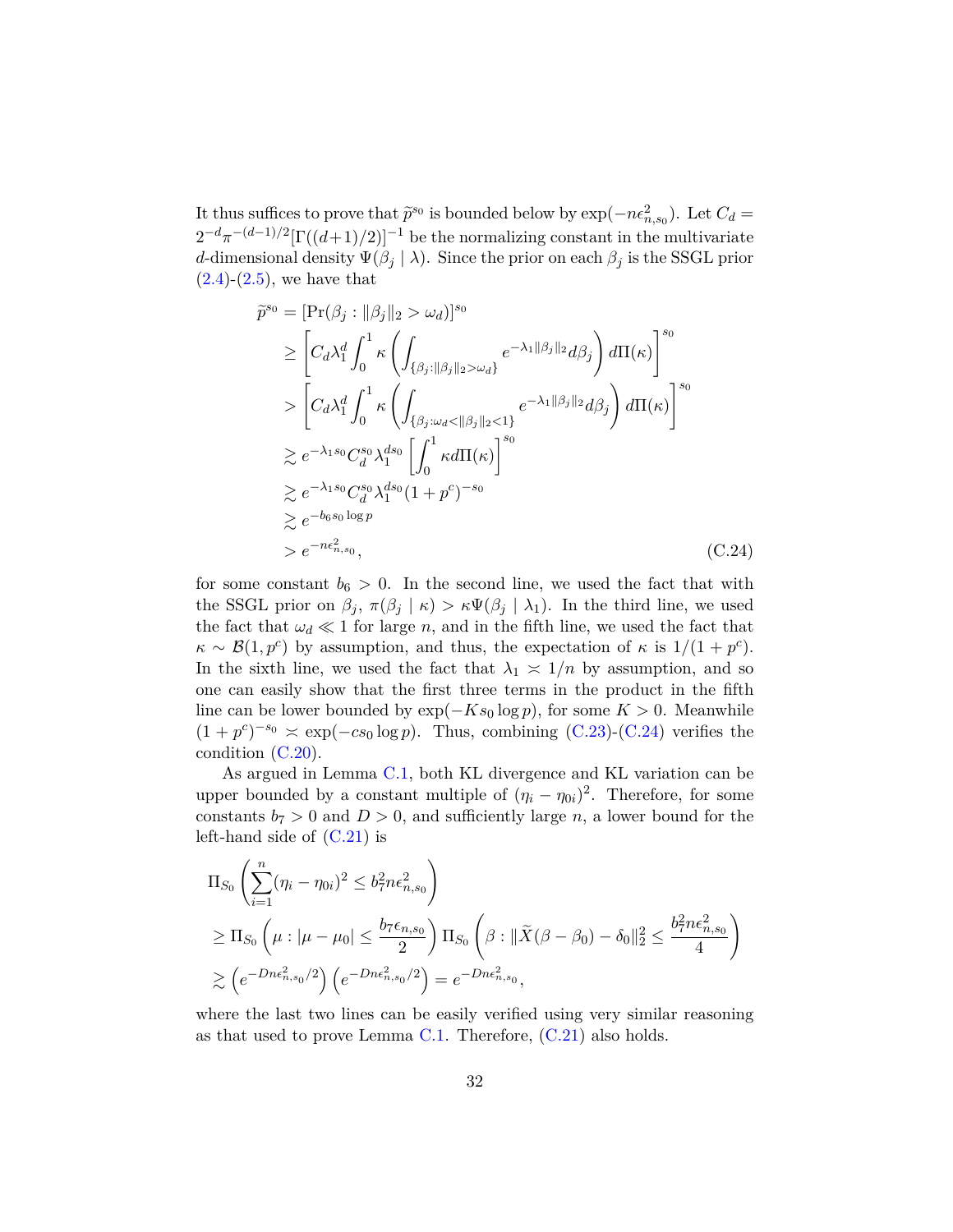It thus suffices to prove that $\widetilde{p}^{s_0}$ is bounded below by $\exp(-n\epsilon_{n,s_0}^2)$. Let $C_d = 2^{-d}\pi^{-(d-1)/2}[\Gamma((d+1)/2)]^{-1}$ be the normalizing constant in the multivariate $d$-dimensional density $\Psi(\beta_j \mid \lambda)$. Since the prior on each $\beta_j$ is the SSGL prior (2.4)-(2.5), we have that

$$
\begin{aligned}
\widetilde{p}^{s_0} &= [\Pr(\beta_j : \|\beta_j\|_2 > \omega_d)]^{s_0} \\
&\geq \left[ C_d \lambda_1^d \int_0^1 \kappa \left( \int_{\{\beta_j : \|\beta_j\|_2 > \omega_d\}} e^{-\lambda_1 \|\beta_j\|_2} d\beta_j \right) d\Pi(\kappa) \right]^{s_0} \\
&> \left[ C_d \lambda_1^d \int_0^1 \kappa \left( \int_{\{\beta_j : \omega_d < \|\beta_j\|_2 < 1\}} e^{-\lambda_1 \|\beta_j\|_2} d\beta_j \right) d\Pi(\kappa) \right]^{s_0} \\
&\gtrsim e^{-\lambda_1 s_0} C_d^{s_0} \lambda_1^{d s_0} \left[ \int_0^1 \kappa d\Pi(\kappa) \right]^{s_0} \\
&\gtrsim e^{-\lambda_1 s_0} C_d^{s_0} \lambda_1^{d s_0} (1 + p^c)^{-s_0} \\
&\gtrsim e^{-b_6 s_0 \log p} \\
&> e^{-n\epsilon_{n,s_0}^2},
\end{aligned} \tag{C.24}
$$

for some constant $b_6 > 0$. In the second line, we used the fact that with the SSGL prior on $\beta_j$, $\pi(\beta_j \mid \kappa) > \kappa \Psi(\beta_j \mid \lambda_1)$. In the third line, we used the fact that $\omega_d \ll 1$ for large $n$, and in the fifth line, we used the fact that $\kappa \sim \mathcal{B}(1, p^c)$ by assumption, and thus, the expectation of $\kappa$ is $1/(1 + p^c)$. In the sixth line, we used the fact that $\lambda_1 \asymp 1/n$ by assumption, and so one can easily show that the first three terms in the product in the fifth line can be lower bounded by $\exp(-K s_0 \log p)$, for some $K > 0$. Meanwhile $(1 + p^c)^{-s_0} \asymp \exp(-c s_0 \log p)$. Thus, combining (C.23)-(C.24) verifies the condition (C.20).

As argued in Lemma C.1, both KL divergence and KL variation can be upper bounded by a constant multiple of $(\eta_i - \eta_{0i})^2$. Therefore, for some constants $b_7 > 0$ and $D > 0$, and sufficiently large $n$, a lower bound for the left-hand side of (C.21) is

$$
\begin{aligned}
&\Pi_{S_0} \left( \sum_{i=1}^n (\eta_i - \eta_{0i})^2 \leq b_7^2 n \epsilon_{n,s_0}^2 \right) \\
&\geq \Pi_{S_0} \left( \mu : |\mu - \mu_0| \leq \frac{b_7 \epsilon_{n,s_0}}{2} \right) \Pi_{S_0} \left( \beta : \|\widetilde{X}(\beta - \beta_0) - \delta_0\|_2^2 \leq \frac{b_7^2 n \epsilon_{n,s_0}^2}{4} \right) \\
&\gtrsim \left( e^{-D n \epsilon_{n,s_0}^2 / 2} \right) \left( e^{-D n \epsilon_{n,s_0}^2 / 2} \right) = e^{-D n \epsilon_{n,s_0}^2},
\end{aligned}
$$

where the last two lines can be easily verified using very similar reasoning as that used to prove Lemma C.1. Therefore, (C.21) also holds.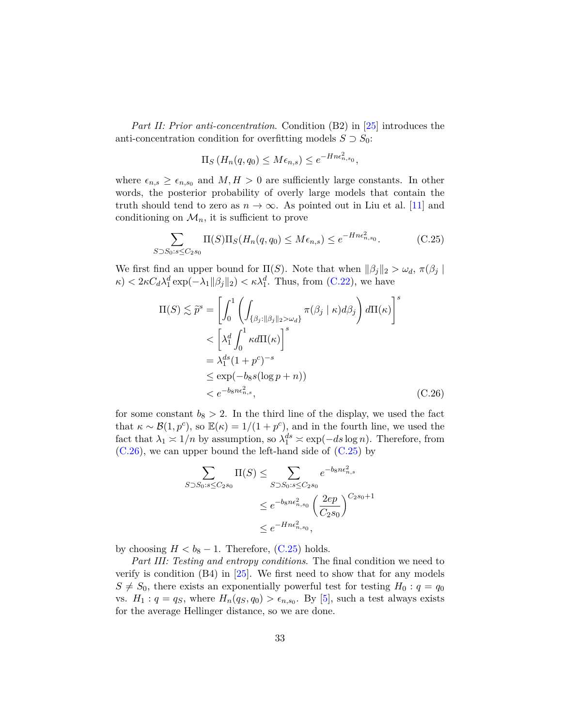*Part II: Prior anti-concentration.* Condition (B2) in [25] introduces the anti-concentration condition for overfitting models $S \supset S_0$:

$$\Pi_S \left( H_n(q, q_0) \leq M\epsilon_{n,s} \right) \leq e^{-Hn\epsilon_{n,s_0}^2},$$

where $\epsilon_{n,s} \geq \epsilon_{n,s_0}$ and $M, H > 0$ are sufficiently large constants. In other words, the posterior probability of overly large models that contain the truth should tend to zero as $n \to \infty$. As pointed out in Liu et al. [11] and conditioning on $\mathcal{M}_n$, it is sufficient to prove

$$\sum_{S \supset S_0 : s \leq C_2 s_0} \Pi(S) \Pi_S(H_n(q, q_0) \leq M\epsilon_{n,s}) \leq e^{-Hn\epsilon_{n,s_0}^2}. \tag{C.25}$$

We first find an upper bound for $\Pi(S)$. Note that when $\|\beta_j\|_2 > \omega_d$, $\pi(\beta_j \mid \kappa) < 2\kappa C_d \lambda_1^d \exp(-\lambda_1 \|\beta_j\|_2) < \kappa \lambda_1^d$. Thus, from (C.22), we have

$$\begin{aligned}
\Pi(S) \lesssim \widetilde{p}^s &= \left[ \int_0^1 \left( \int_{\{\beta_j : \|\beta_j\|_2 > \omega_d\}} \pi(\beta_j \mid \kappa) d\beta_j \right) d\Pi(\kappa) \right]^s \\
&< \left[ \lambda_1^d \int_0^1 \kappa d\Pi(\kappa) \right]^s \\
&= \lambda_1^{ds} (1 + p^c)^{-s} \\
&\leq \exp(-b_8 s (\log p + n)) \\
&< e^{-b_8 n \epsilon_{n,s}^2},
\end{aligned} \tag{C.26}$$

for some constant $b_8 > 2$. In the third line of the display, we used the fact that $\kappa \sim \mathcal{B}(1, p^c)$, so $\mathbb{E}(\kappa) = 1/(1 + p^c)$, and in the fourth line, we used the fact that $\lambda_1 \asymp 1/n$ by assumption, so $\lambda_1^{ds} \asymp \exp(-ds \log n)$. Therefore, from (C.26), we can upper bound the left-hand side of (C.25) by

$$\begin{aligned}
\sum_{S \supset S_0 : s \leq C_2 s_0} \Pi(S) &\leq \sum_{S \supset S_0 : s \leq C_2 s_0} e^{-b_8 n \epsilon_{n,s}^2} \\
&\leq e^{-b_8 n \epsilon_{n,s_0}^2} \left( \frac{2ep}{C_2 s_0} \right)^{C_2 s_0 + 1} \\
&\leq e^{-Hn\epsilon_{n,s_0}^2},
\end{aligned}$$

by choosing $H < b_8 - 1$. Therefore, (C.25) holds.

*Part III: Testing and entropy conditions.* The final condition we need to verify is condition (B4) in [25]. We first need to show that for any models $S \neq S_0$, there exists an exponentially powerful test for testing $H_0 : q = q_0$ vs. $H_1 : q = q_S$, where $H_n(q_S, q_0) > \epsilon_{n,s_0}$. By [5], such a test always exists for the average Hellinger distance, so we are done.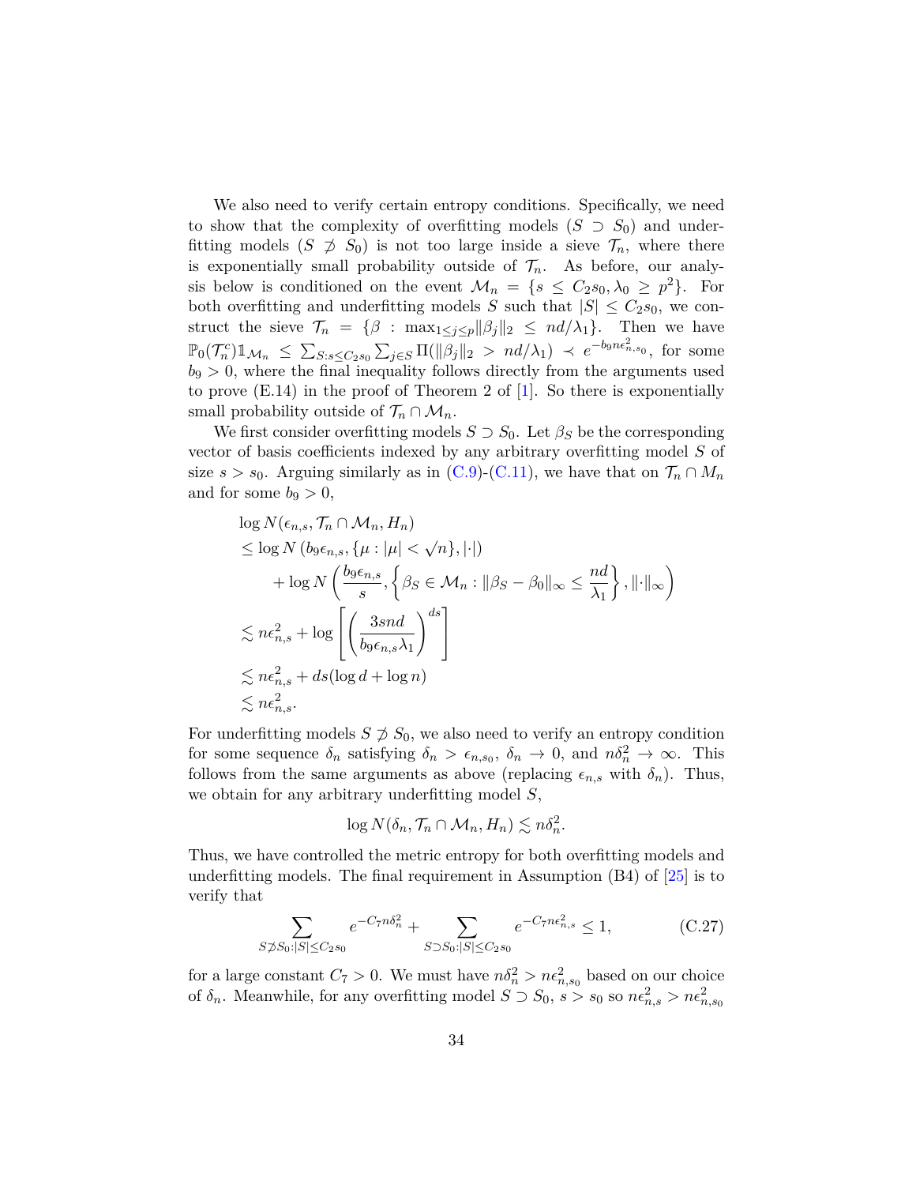We also need to verify certain entropy conditions. Specifically, we need to show that the complexity of overfitting models ($S \supset S_0$) and underfitting models ($S \not\supset S_0$) is not too large inside a sieve $\mathcal{T}_n$, where there is exponentially small probability outside of $\mathcal{T}_n$. As before, our analysis below is conditioned on the event $\mathcal{M}_n = \{s \leq C_2 s_0, \lambda_0 \geq p^2\}$. For both overfitting and underfitting models $S$ such that $|S| \leq C_2 s_0$, we construct the sieve $\mathcal{T}_n = \{\beta : \max_{1 \leq j \leq p} \|\beta_j\|_2 \leq nd/\lambda_1\}$. Then we have $\mathbb{P}_0(\mathcal{T}_n^c)\mathbb{1}_{\mathcal{M}_n} \leq \sum_{S: s \leq C_2 s_0} \sum_{j \in S} \Pi(\|\beta_j\|_2 > nd/\lambda_1) \prec e^{-b_9 n \epsilon_{n,s_0}^2}$, for some $b_9 > 0$, where the final inequality follows directly from the arguments used to prove (E.14) in the proof of Theorem 2 of [1]. So there is exponentially small probability outside of $\mathcal{T}_n \cap \mathcal{M}_n$.

We first consider overfitting models $S \supset S_0$. Let $\beta_S$ be the corresponding vector of basis coefficients indexed by any arbitrary overfitting model $S$ of size $s > s_0$. Arguing similarly as in (C.9)-(C.11), we have that on $\mathcal{T}_n \cap M_n$ and for some $b_9 > 0$,

$$
\begin{aligned}
&\log N(\epsilon_{n,s}, \mathcal{T}_n \cap \mathcal{M}_n, H_n) \\
&\leq \log N\left(b_9 \epsilon_{n,s}, \{\mu : |\mu| < \sqrt{n}\}, |\cdot|\right) \\
&\qquad + \log N\left(\frac{b_9 \epsilon_{n,s}}{s}, \left\{\beta_S \in \mathcal{M}_n : \|\beta_S - \beta_0\|_\infty \leq \frac{nd}{\lambda_1}\right\}, \|\cdot\|_\infty\right) \\
&\lesssim n\epsilon_{n,s}^2 + \log\left[\left(\frac{3snd}{b_9 \epsilon_{n,s} \lambda_1}\right)^{ds}\right] \\
&\lesssim n\epsilon_{n,s}^2 + ds(\log d + \log n) \\
&\lesssim n\epsilon_{n,s}^2.
\end{aligned}
$$

For underfitting models $S \not\supset S_0$, we also need to verify an entropy condition for some sequence $\delta_n$ satisfying $\delta_n > \epsilon_{n,s_0}$, $\delta_n \to 0$, and $n\delta_n^2 \to \infty$. This follows from the same arguments as above (replacing $\epsilon_{n,s}$ with $\delta_n$). Thus, we obtain for any arbitrary underfitting model $S$,

$$
\log N(\delta_n, \mathcal{T}_n \cap \mathcal{M}_n, H_n) \lesssim n\delta_n^2.
$$

Thus, we have controlled the metric entropy for both overfitting models and underfitting models. The final requirement in Assumption (B4) of [25] is to verify that

$$
\sum_{S \not\supset S_0 : |S| \leq C_2 s_0} e^{-C_7 n \delta_n^2} + \sum_{S \supset S_0 : |S| \leq C_2 s_0} e^{-C_7 n \epsilon_{n,s}^2} \leq 1, \tag{C.27}
$$

for a large constant $C_7 > 0$. We must have $n\delta_n^2 > n\epsilon_{n,s_0}^2$ based on our choice of $\delta_n$. Meanwhile, for any overfitting model $S \supset S_0$, $s > s_0$ so $n\epsilon_{n,s}^2 > n\epsilon_{n,s_0}^2$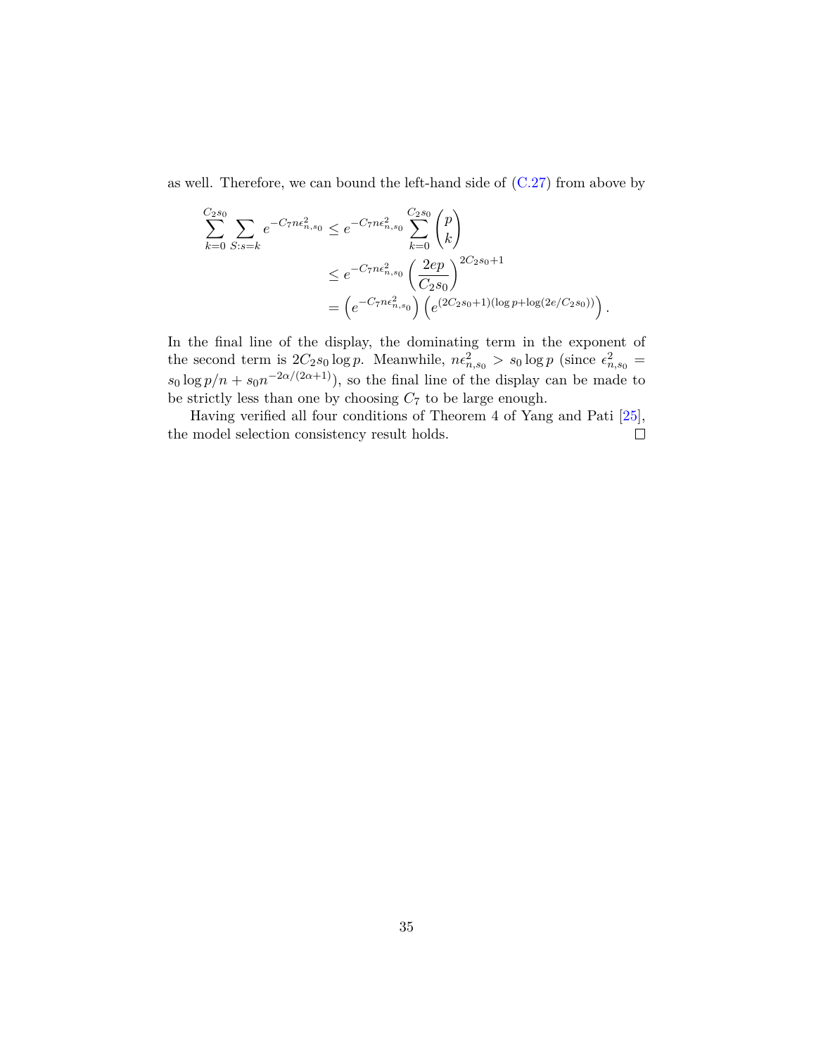as well. Therefore, we can bound the left-hand side of (C.27) from above by

$$
\begin{aligned}
\sum_{k=0}^{C_2 s_0} \sum_{S:s=k} e^{-C_7 n \epsilon_{n,s_0}^2} &\leq e^{-C_7 n \epsilon_{n,s_0}^2} \sum_{k=0}^{C_2 s_0} \binom{p}{k} \\
&\leq e^{-C_7 n \epsilon_{n,s_0}^2} \left( \frac{2ep}{C_2 s_0} \right)^{2C_2 s_0 + 1} \\
&= \left( e^{-C_7 n \epsilon_{n,s_0}^2} \right) \left( e^{(2C_2 s_0 + 1)(\log p + \log(2e/C_2 s_0))} \right).
\end{aligned}
$$

In the final line of the display, the dominating term in the exponent of the second term is $2C_2 s_0 \log p$. Meanwhile, $n\epsilon_{n,s_0}^2 > s_0 \log p$ (since $\epsilon_{n,s_0}^2 = s_0 \log p / n + s_0 n^{-2\alpha/(2\alpha+1)}$), so the final line of the display can be made to be strictly less than one by choosing $C_7$ to be large enough.

Having verified all four conditions of Theorem 4 of Yang and Pati [25], the model selection consistency result holds. □